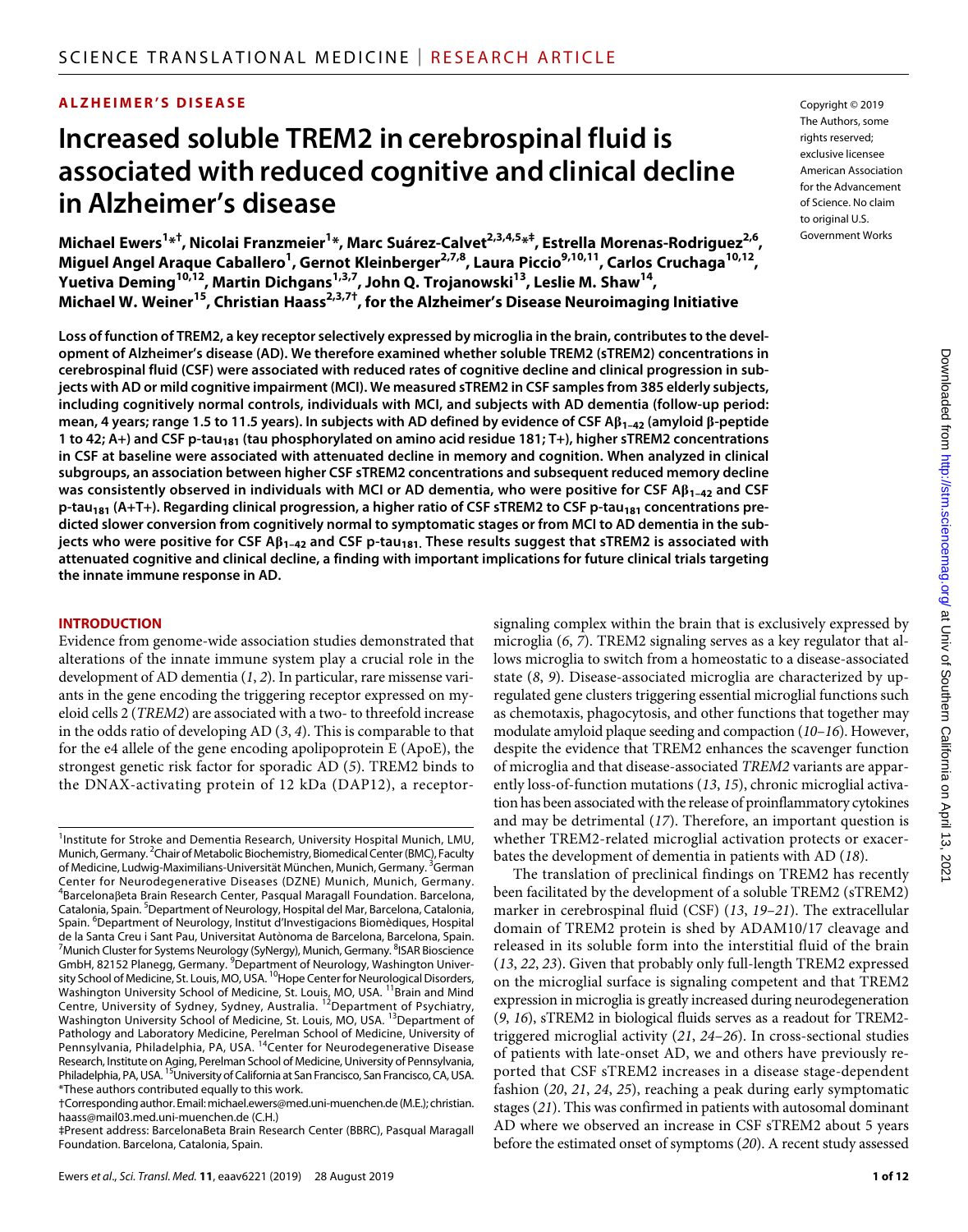**ALZHEIMER'S DISEASE**

# Increased soluble TREM2 in cerebrospinal fluid is associated with reduced cognitive and clinical decline in Alzheimer's disease

**Michael Ewers[1]*†, Nicolai Franzmeier[1]*, Marc Suárez-Calvet[2,3,4,5]*‡, Estrella Morenas-Rodriguez[2,6], Miguel Angel Araque Caballero[1], Gernot Kleinberger[2,7,8], Laura Piccio[9,10,11], Carlos Cruchaga[10,12], Yuetiva Deming[10,12], Martin Dichgans[1,3,7], John Q. Trojanowski[13], Leslie M. Shaw[14], Michael W. Weiner[15], Christian Haass[2,3,7]†, for the Alzheimer's Disease Neuroimaging Initiative**

Copyright © 2019 The Authors, some rights reserved; exclusive licensee American Association for the Advancement of Science. No claim to original U.S. Government Works

**Loss of function of TREM2, a key receptor selectively expressed by microglia in the brain, contributes to the development of Alzheimer's disease (AD). We therefore examined whether soluble TREM2 (sTREM2) concentrations in cerebrospinal fluid (CSF) were associated with reduced rates of cognitive decline and clinical progression in subjects with AD or mild cognitive impairment (MCI). We measured sTREM2 in CSF samples from 385 elderly subjects, including cognitively normal controls, individuals with MCI, and subjects with AD dementia (follow-up period: mean, 4 years; range 1.5 to 11.5 years). In subjects with AD defined by evidence of CSF $A\beta_{1-42}$ (amyloid β-peptide 1 to 42; A+) and CSF p-$tau_{181}$ (tau phosphorylated on amino acid residue 181; T+), higher sTREM2 concentrations in CSF at baseline were associated with attenuated decline in memory and cognition. When analyzed in clinical subgroups, an association between higher CSF sTREM2 concentrations and subsequent reduced memory decline was consistently observed in individuals with MCI or AD dementia, who were positive for CSF $A\beta_{1-42}$ and CSF p-$tau_{181}$ (A+T+). Regarding clinical progression, a higher ratio of CSF sTREM2 to CSF p-$tau_{181}$ concentrations predicted slower conversion from cognitively normal to symptomatic stages or from MCI to AD dementia in the subjects who were positive for CSF $A\beta_{1-42}$ and CSF p-$tau_{181}$. These results suggest that sTREM2 is associated with attenuated cognitive and clinical decline, a finding with important implications for future clinical trials targeting the innate immune response in AD.**

## INTRODUCTION

Evidence from genome-wide association studies demonstrated that alterations of the innate immune system play a crucial role in the development of AD dementia (*1*, *2*). In particular, rare missense variants in the gene encoding the triggering receptor expressed on myeloid cells 2 (*TREM2*) are associated with a two- to threefold increase in the odds ratio of developing AD (*3*, *4*). This is comparable to that for the e4 allele of the gene encoding apolipoprotein E (ApoE), the strongest genetic risk factor for sporadic AD (*5*). TREM2 binds to the DNAX-activating protein of 12 kDa (DAP12), a receptor-signaling complex within the brain that is exclusively expressed by microglia (*6*, *7*). TREM2 signaling serves as a key regulator that allows microglia to switch from a homeostatic to a disease-associated state (*8*, *9*). Disease-associated microglia are characterized by upregulated gene clusters triggering essential microglial functions such as chemotaxis, phagocytosis, and other functions that together may modulate amyloid plaque seeding and compaction (*10*–*16*). However, despite the evidence that TREM2 enhances the scavenger function of microglia and that disease-associated *TREM2* variants are apparently loss-of-function mutations (*13*, *15*), chronic microglial activation has been associated with the release of proinflammatory cytokines and may be detrimental (*17*). Therefore, an important question is whether TREM2-related microglial activation protects or exacerbates the development of dementia in patients with AD (*18*).

The translation of preclinical findings on TREM2 has recently been facilitated by the development of a soluble TREM2 (sTREM2) marker in cerebrospinal fluid (CSF) (*13*, *19*–*21*). The extracellular domain of TREM2 protein is shed by ADAM10/17 cleavage and released in its soluble form into the interstitial fluid of the brain (*13*, *22*, *23*). Given that probably only full-length TREM2 expressed on the microglial surface is signaling competent and that TREM2 expression in microglia is greatly increased during neurodegeneration (*9*, *16*), sTREM2 in biological fluids serves as a readout for TREM2-triggered microglial activity (*21*, *24*–*26*). In cross-sectional studies of patients with late-onset AD, we and others have previously reported that CSF sTREM2 increases in a disease stage-dependent fashion (*20*, *21*, *24*, *25*), reaching a peak during early symptomatic stages (*21*). This was confirmed in patients with autosomal dominant AD where we observed an increase in CSF sTREM2 about 5 years before the estimated onset of symptoms (*20*). A recent study assessed

---

[1]Institute for Stroke and Dementia Research, University Hospital Munich, LMU, Munich, Germany. [2]Chair of Metabolic Biochemistry, Biomedical Center (BMC), Faculty of Medicine, Ludwig-Maximilians-Universität München, Munich, Germany. [3]German Center for Neurodegenerative Diseases (DZNE) Munich, Munich, Germany. [4]Barcelonaβeta Brain Research Center, Pasqual Maragall Foundation. Barcelona, Catalonia, Spain. [5]Department of Neurology, Hospital del Mar, Barcelona, Catalonia, Spain. [6]Department of Neurology, Institut d'Investigacions Biomèdiques, Hospital de la Santa Creu i Sant Pau, Universitat Autònoma de Barcelona, Barcelona, Spain. [7]Munich Cluster for Systems Neurology (SyNergy), Munich, Germany. [8]ISAR Bioscience GmbH, 82152 Planegg, Germany. [9]Department of Neurology, Washington University School of Medicine, St. Louis, MO, USA. [10]Hope Center for Neurological Disorders, Washington University School of Medicine, St. Louis, MO, USA. [11]Brain and Mind Centre, University of Sydney, Sydney, Australia. [12]Department of Psychiatry, Washington University School of Medicine, St. Louis, MO, USA. [13]Department of Pathology and Laboratory Medicine, Perelman School of Medicine, University of Pennsylvania, Philadelphia, PA, USA. [14]Center for Neurodegenerative Disease Research, Institute on Aging, Perelman School of Medicine, University of Pennsylvania, Philadelphia, PA, USA. [15]University of California at San Francisco, San Francisco, CA, USA.
*These authors contributed equally to this work.
†Corresponding author. Email: michael.ewers@med.uni-muenchen.de (M.E.); christian.haass@mail03.med.uni-muenchen.de (C.H.)
‡Present address: BarcelonaBeta Brain Research Center (BBRC), Pasqual Maragall Foundation. Barcelona, Catalonia, Spain.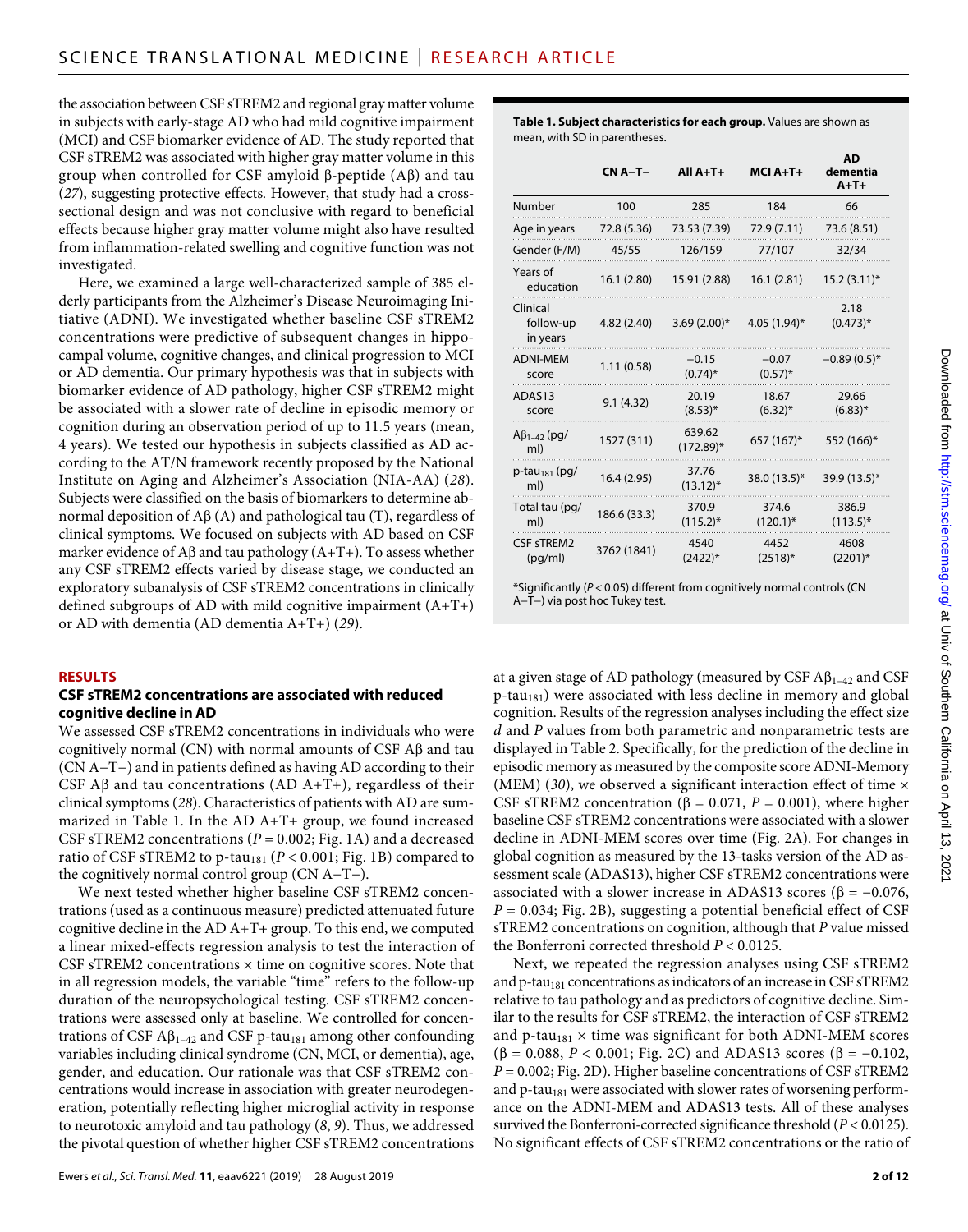the association between CSF sTREM2 and regional gray matter volume in subjects with early-stage AD who had mild cognitive impairment (MCI) and CSF biomarker evidence of AD. The study reported that CSF sTREM2 was associated with higher gray matter volume in this group when controlled for CSF amyloid β-peptide (Aβ) and tau (*27*), suggesting protective effects. However, that study had a cross-sectional design and was not conclusive with regard to beneficial effects because higher gray matter volume might also have resulted from inflammation-related swelling and cognitive function was not investigated.

Here, we examined a large well-characterized sample of 385 elderly participants from the Alzheimer's Disease Neuroimaging Initiative (ADNI). We investigated whether baseline CSF sTREM2 concentrations were predictive of subsequent changes in hippocampal volume, cognitive changes, and clinical progression to MCI or AD dementia. Our primary hypothesis was that in subjects with biomarker evidence of AD pathology, higher CSF sTREM2 might be associated with a slower rate of decline in episodic memory or cognition during an observation period of up to 11.5 years (mean, 4 years). We tested our hypothesis in subjects classified as AD according to the AT/N framework recently proposed by the National Institute on Aging and Alzheimer's Association (NIA-AA) (*28*). Subjects were classified on the basis of biomarkers to determine abnormal deposition of Aβ (A) and pathological tau (T), regardless of clinical symptoms. We focused on subjects with AD based on CSF marker evidence of Aβ and tau pathology (A+T+). To assess whether any CSF sTREM2 effects varied by disease stage, we conducted an exploratory subanalysis of CSF sTREM2 concentrations in clinically defined subgroups of AD with mild cognitive impairment (A+T+) or AD with dementia (AD dementia A+T+) (*29*).

**Table 1. Subject characteristics for each group.** Values are shown as mean, with SD in parentheses.

| | CN A−T− | All A+T+ | MCI A+T+ | AD dementia A+T+ |
|---|---|---|---|---|
| Number | 100 | 285 | 184 | 66 |
| Age in years | 72.8 (5.36) | 73.53 (7.39) | 72.9 (7.11) | 73.6 (8.51) |
| Gender (F/M) | 45/55 | 126/159 | 77/107 | 32/34 |
| Years of education | 16.1 (2.80) | 15.91 (2.88) | 16.1 (2.81) | 15.2 (3.11)* |
| Clinical follow-up in years | 4.82 (2.40) | 3.69 (2.00)* | 4.05 (1.94)* | 2.18 (0.473)* |
| ADNI-MEM score | 1.11 (0.58) | −0.15 (0.74)* | −0.07 (0.57)* | −0.89 (0.5)* |
| ADAS13 score | 9.1 (4.32) | 20.19 (8.53)* | 18.67 (6.32)* | 29.66 (6.83)* |
| $A\beta_{1-42}$ (pg/ml) | 1527 (311) | 639.62 (172.89)* | 657 (167)* | 552 (166)* |
| $\text{p-tau}_{181}$ (pg/ml) | 16.4 (2.95) | 37.76 (13.12)* | 38.0 (13.5)* | 39.9 (13.5)* |
| Total tau (pg/ml) | 186.6 (33.3) | 370.9 (115.2)* | 374.6 (120.1)* | 386.9 (113.5)* |
| CSF sTREM2 (pg/ml) | 3762 (1841) | 4540 (2422)* | 4452 (2518)* | 4608 (2201)* |

*Significantly ($P < 0.05$) different from cognitively normal controls (CN A−T−) via post hoc Tukey test.

## RESULTS

### CSF sTREM2 concentrations are associated with reduced cognitive decline in AD

We assessed CSF sTREM2 concentrations in individuals who were cognitively normal (CN) with normal amounts of CSF Aβ and tau (CN A−T−) and in patients defined as having AD according to their CSF Aβ and tau concentrations (AD A+T+), regardless of their clinical symptoms (*28*). Characteristics of patients with AD are summarized in Table 1. In the AD A+T+ group, we found increased CSF sTREM2 concentrations ($P = 0.002$; Fig. 1A) and a decreased ratio of CSF sTREM2 to $\text{p-tau}_{181}$ ($P < 0.001$; Fig. 1B) compared to the cognitively normal control group (CN A−T−).

We next tested whether higher baseline CSF sTREM2 concentrations (used as a continuous measure) predicted attenuated future cognitive decline in the AD A+T+ group. To this end, we computed a linear mixed-effects regression analysis to test the interaction of CSF sTREM2 concentrations × time on cognitive scores. Note that in all regression models, the variable "time" refers to the follow-up duration of the neuropsychological testing. CSF sTREM2 concentrations were assessed only at baseline. We controlled for concentrations of CSF $A\beta_{1-42}$ and CSF $\text{p-tau}_{181}$ among other confounding variables including clinical syndrome (CN, MCI, or dementia), age, gender, and education. Our rationale was that CSF sTREM2 concentrations would increase in association with greater neurodegeneration, potentially reflecting higher microglial activity in response to neurotoxic amyloid and tau pathology (*8*, *9*). Thus, we addressed the pivotal question of whether higher CSF sTREM2 concentrations at a given stage of AD pathology (measured by CSF $A\beta_{1-42}$ and CSF $\text{p-tau}_{181}$) were associated with less decline in memory and global cognition. Results of the regression analyses including the effect size *d* and *P* values from both parametric and nonparametric tests are displayed in Table 2. Specifically, for the prediction of the decline in episodic memory as measured by the composite score ADNI-Memory (MEM) (*30*), we observed a significant interaction effect of time × CSF sTREM2 concentration ($\beta = 0.071$, $P = 0.001$), where higher baseline CSF sTREM2 concentrations were associated with a slower decline in ADNI-MEM scores over time (Fig. 2A). For changes in global cognition as measured by the 13-tasks version of the AD assessment scale (ADAS13), higher CSF sTREM2 concentrations were associated with a slower increase in ADAS13 scores ($\beta = -0.076$, $P = 0.034$; Fig. 2B), suggesting a potential beneficial effect of CSF sTREM2 concentrations on cognition, although that *P* value missed the Bonferroni corrected threshold $P < 0.0125$.

Next, we repeated the regression analyses using CSF sTREM2 and $\text{p-tau}_{181}$ concentrations as indicators of an increase in CSF sTREM2 relative to tau pathology and as predictors of cognitive decline. Similar to the results for CSF sTREM2, the interaction of CSF sTREM2 and $\text{p-tau}_{181}$ × time was significant for both ADNI-MEM scores ($\beta = 0.088$, $P < 0.001$; Fig. 2C) and ADAS13 scores ($\beta = -0.102$, $P = 0.002$; Fig. 2D). Higher baseline concentrations of CSF sTREM2 and $\text{p-tau}_{181}$ were associated with slower rates of worsening performance on the ADNI-MEM and ADAS13 tests. All of these analyses survived the Bonferroni-corrected significance threshold ($P < 0.0125$). No significant effects of CSF sTREM2 concentrations or the ratio of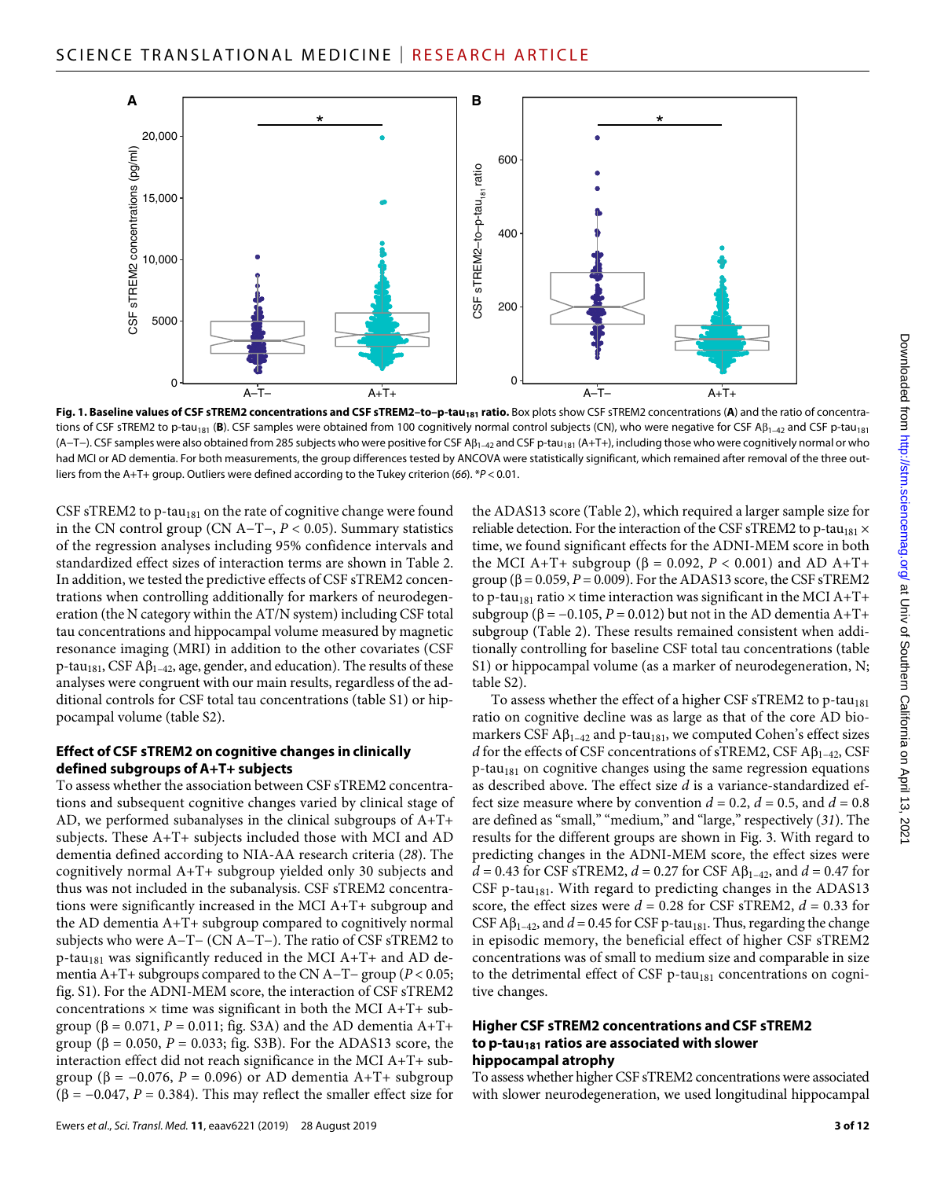**Fig. 1. Baseline values of CSF sTREM2 concentrations and CSF sTREM2–to–p-tau$_{181}$ ratio.** Box plots show CSF sTREM2 concentrations (**A**) and the ratio of concentrations of CSF sTREM2 to p-tau$_{181}$ (**B**). CSF samples were obtained from 100 cognitively normal control subjects (CN), who were negative for CSF A$\beta_{1-42}$ and CSF p-tau$_{181}$ (A−T−). CSF samples were also obtained from 285 subjects who were positive for CSF A$\beta_{1-42}$ and CSF p-tau$_{181}$ (A+T+), including those who were cognitively normal or who had MCI or AD dementia. For both measurements, the group differences tested by ANCOVA were statistically significant, which remained after removal of the three outliers from the A+T+ group. Outliers were defined according to the Tukey criterion (*66*). *$P < 0.01$.

CSF sTREM2 to p-tau$_{181}$ on the rate of cognitive change were found in the CN control group (CN A−T−, $P < 0.05$). Summary statistics of the regression analyses including 95% confidence intervals and standardized effect sizes of interaction terms are shown in Table 2. In addition, we tested the predictive effects of CSF sTREM2 concentrations when controlling additionally for markers of neurodegeneration (the N category within the AT/N system) including CSF total tau concentrations and hippocampal volume measured by magnetic resonance imaging (MRI) in addition to the other covariates (CSF p-tau$_{181}$, CSF A$\beta_{1-42}$, age, gender, and education). The results of these analyses were congruent with our main results, regardless of the additional controls for CSF total tau concentrations (table S1) or hippocampal volume (table S2).

### Effect of CSF sTREM2 on cognitive changes in clinically defined subgroups of A+T+ subjects

To assess whether the association between CSF sTREM2 concentrations and subsequent cognitive changes varied by clinical stage of AD, we performed subanalyses in the clinical subgroups of A+T+ subjects. These A+T+ subjects included those with MCI and AD dementia defined according to NIA-AA research criteria (*28*). The cognitively normal A+T+ subgroup yielded only 30 subjects and thus was not included in the subanalysis. CSF sTREM2 concentrations were significantly increased in the MCI A+T+ subgroup and the AD dementia A+T+ subgroup compared to cognitively normal subjects who were A−T− (CN A−T−). The ratio of CSF sTREM2 to p-tau$_{181}$ was significantly reduced in the MCI A+T+ and AD dementia A+T+ subgroups compared to the CN A−T− group ($P < 0.05$; fig. S1). For the ADNI-MEM score, the interaction of CSF sTREM2 concentrations × time was significant in both the MCI A+T+ subgroup ($\beta = 0.071$, $P = 0.011$; fig. S3A) and the AD dementia A+T+ group ($\beta = 0.050$, $P = 0.033$; fig. S3B). For the ADAS13 score, the interaction effect did not reach significance in the MCI A+T+ subgroup ($\beta = -0.076$, $P = 0.096$) or AD dementia A+T+ subgroup ($\beta = -0.047$, $P = 0.384$). This may reflect the smaller effect size for the ADAS13 score (Table 2), which required a larger sample size for reliable detection. For the interaction of the CSF sTREM2 to p-tau$_{181}$ × time, we found significant effects for the ADNI-MEM score in both the MCI A+T+ subgroup ($\beta = 0.092$, $P < 0.001$) and AD A+T+ group ($\beta = 0.059$, $P = 0.009$). For the ADAS13 score, the CSF sTREM2 to p-tau$_{181}$ ratio × time interaction was significant in the MCI A+T+ subgroup ($\beta = -0.105$, $P = 0.012$) but not in the AD dementia A+T+ subgroup (Table 2). These results remained consistent when additionally controlling for baseline CSF total tau concentrations (table S1) or hippocampal volume (as a marker of neurodegeneration, N; table S2).

To assess whether the effect of a higher CSF sTREM2 to p-tau$_{181}$ ratio on cognitive decline was as large as that of the core AD biomarkers CSF A$\beta_{1-42}$ and p-tau$_{181}$, we computed Cohen's effect sizes $d$ for the effects of CSF concentrations of sTREM2, CSF A$\beta_{1-42}$, CSF p-tau$_{181}$ on cognitive changes using the same regression equations as described above. The effect size $d$ is a variance-standardized effect size measure where by convention $d = 0.2$, $d = 0.5$, and $d = 0.8$ are defined as "small," "medium," and "large," respectively (*31*). The results for the different groups are shown in Fig. 3. With regard to predicting changes in the ADNI-MEM score, the effect sizes were $d = 0.43$ for CSF sTREM2, $d = 0.27$ for CSF A$\beta_{1-42}$, and $d = 0.47$ for CSF p-tau$_{181}$. With regard to predicting changes in the ADAS13 score, the effect sizes were $d = 0.28$ for CSF sTREM2, $d = 0.33$ for CSF A$\beta_{1-42}$, and $d = 0.45$ for CSF p-tau$_{181}$. Thus, regarding the change in episodic memory, the beneficial effect of higher CSF sTREM2 concentrations was of small to medium size and comparable in size to the detrimental effect of CSF p-tau$_{181}$ concentrations on cognitive changes.

### Higher CSF sTREM2 concentrations and CSF sTREM2 to p-tau$_{181}$ ratios are associated with slower hippocampal atrophy

To assess whether higher CSF sTREM2 concentrations were associated with slower neurodegeneration, we used longitudinal hippocampal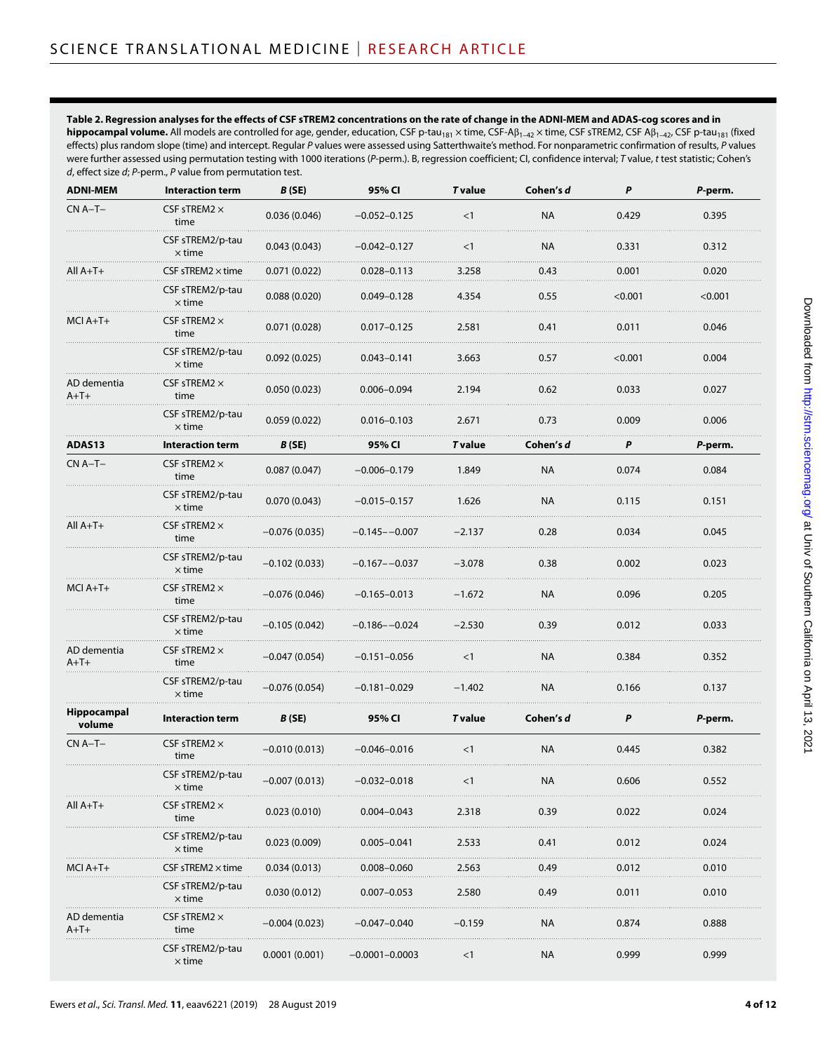**Table 2. Regression analyses for the effects of CSF sTREM2 concentrations on the rate of change in the ADNI-MEM and ADAS-cog scores and in hippocampal volume.** All models are controlled for age, gender, education, CSF p-tau$_{181}$ × time, CSF-A$\beta_{1-42}$ × time, CSF sTREM2, CSF A$\beta_{1-42}$, CSF p-tau$_{181}$ (fixed effects) plus random slope (time) and intercept. Regular *P* values were assessed using Satterthwaite's method. For nonparametric confirmation of results, *P* values were further assessed using permutation testing with 1000 iterations (*P*-perm.). B, regression coefficient; CI, confidence interval; *T* value, *t* test statistic; Cohen's *d*, effect size *d*; *P*-perm., *P* value from permutation test.

| **ADNI-MEM** | **Interaction term** | ***B* (SE)** | **95% CI** | ***T* value** | **Cohen's *d*** | ***P*** | ***P*-perm.** |
|---|---|---|---|---|---|---|---|
| CN A–T– | CSF sTREM2 × time | 0.036 (0.046) | −0.052–0.125 | <1 | NA | 0.429 | 0.395 |
| | CSF sTREM2/p-tau × time | 0.043 (0.043) | −0.042–0.127 | <1 | NA | 0.331 | 0.312 |
| All A+T+ | CSF sTREM2 × time | 0.071 (0.022) | 0.028–0.113 | 3.258 | 0.43 | 0.001 | 0.020 |
| | CSF sTREM2/p-tau × time | 0.088 (0.020) | 0.049–0.128 | 4.354 | 0.55 | <0.001 | <0.001 |
| MCI A+T+ | CSF sTREM2 × time | 0.071 (0.028) | 0.017–0.125 | 2.581 | 0.41 | 0.011 | 0.046 |
| | CSF sTREM2/p-tau × time | 0.092 (0.025) | 0.043–0.141 | 3.663 | 0.57 | <0.001 | 0.004 |
| AD dementia A+T+ | CSF sTREM2 × time | 0.050 (0.023) | 0.006–0.094 | 2.194 | 0.62 | 0.033 | 0.027 |
| | CSF sTREM2/p-tau × time | 0.059 (0.022) | 0.016–0.103 | 2.671 | 0.73 | 0.009 | 0.006 |
| **ADAS13** | **Interaction term** | ***B* (SE)** | **95% CI** | ***T* value** | **Cohen's *d*** | ***P*** | ***P*-perm.** |
| CN A–T– | CSF sTREM2 × time | 0.087 (0.047) | −0.006–0.179 | 1.849 | NA | 0.074 | 0.084 |
| | CSF sTREM2/p-tau × time | 0.070 (0.043) | −0.015–0.157 | 1.626 | NA | 0.115 | 0.151 |
| All A+T+ | CSF sTREM2 × time | −0.076 (0.035) | −0.145–−0.007 | −2.137 | 0.28 | 0.034 | 0.045 |
| | CSF sTREM2/p-tau × time | −0.102 (0.033) | −0.167–−0.037 | −3.078 | 0.38 | 0.002 | 0.023 |
| MCI A+T+ | CSF sTREM2 × time | −0.076 (0.046) | −0.165–0.013 | −1.672 | NA | 0.096 | 0.205 |
| | CSF sTREM2/p-tau × time | −0.105 (0.042) | −0.186–−0.024 | −2.530 | 0.39 | 0.012 | 0.033 |
| AD dementia A+T+ | CSF sTREM2 × time | −0.047 (0.054) | −0.151–0.056 | <1 | NA | 0.384 | 0.352 |
| | CSF sTREM2/p-tau × time | −0.076 (0.054) | −0.181–0.029 | −1.402 | NA | 0.166 | 0.137 |
| **Hippocampal volume** | **Interaction term** | ***B* (SE)** | **95% CI** | ***T* value** | **Cohen's *d*** | ***P*** | ***P*-perm.** |
| CN A–T– | CSF sTREM2 × time | −0.010 (0.013) | −0.046–0.016 | <1 | NA | 0.445 | 0.382 |
| | CSF sTREM2/p-tau × time | −0.007 (0.013) | −0.032–0.018 | <1 | NA | 0.606 | 0.552 |
| All A+T+ | CSF sTREM2 × time | 0.023 (0.010) | 0.004–0.043 | 2.318 | 0.39 | 0.022 | 0.024 |
| | CSF sTREM2/p-tau × time | 0.023 (0.009) | 0.005–0.041 | 2.533 | 0.41 | 0.012 | 0.024 |
| MCI A+T+ | CSF sTREM2 × time | 0.034 (0.013) | 0.008–0.060 | 2.563 | 0.49 | 0.012 | 0.010 |
| | CSF sTREM2/p-tau × time | 0.030 (0.012) | 0.007–0.053 | 2.580 | 0.49 | 0.011 | 0.010 |
| AD dementia A+T+ | CSF sTREM2 × time | −0.004 (0.023) | −0.047–0.040 | −0.159 | NA | 0.874 | 0.888 |
| | CSF sTREM2/p-tau × time | 0.0001 (0.001) | −0.0001–0.0003 | <1 | NA | 0.999 | 0.999 |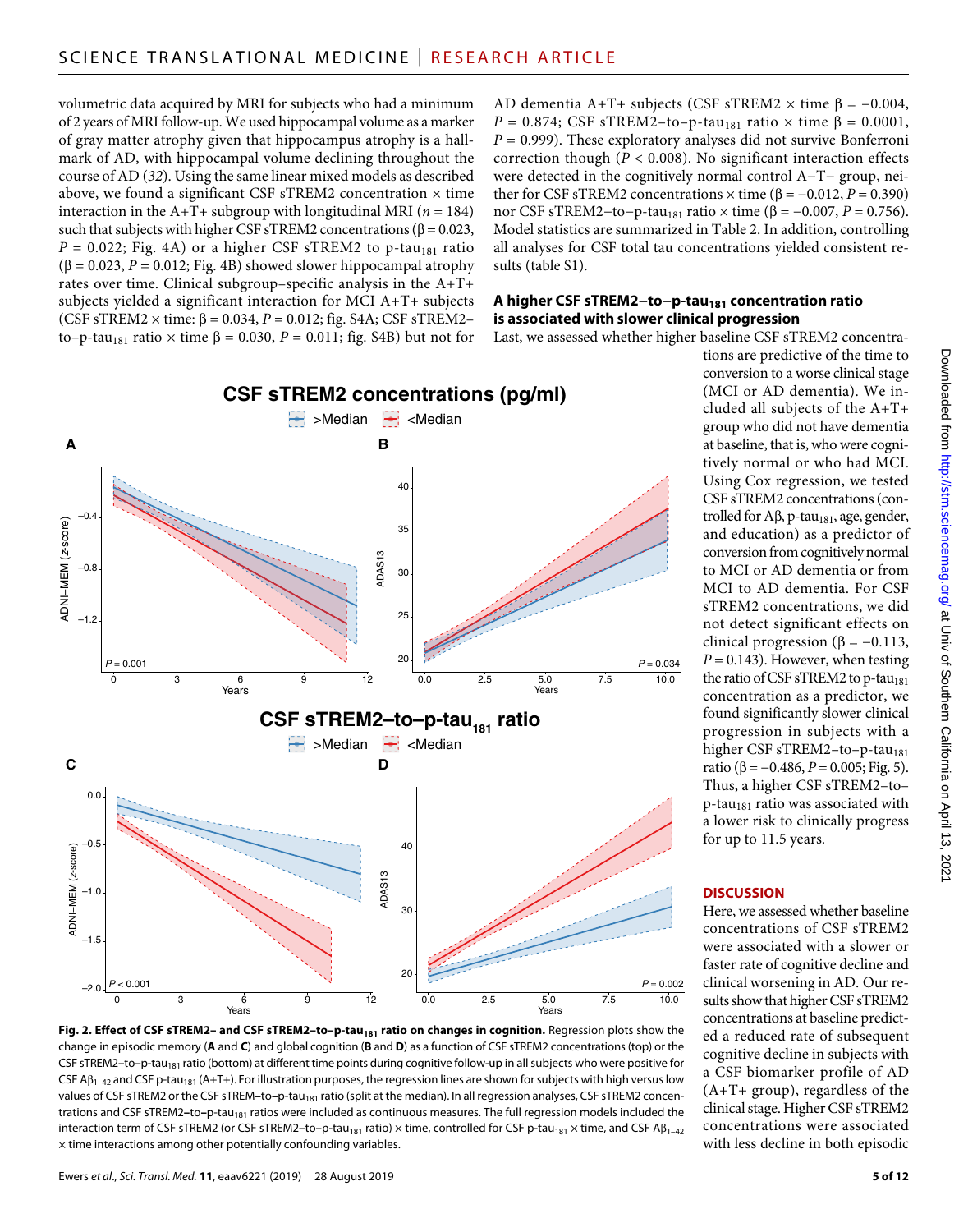volumetric data acquired by MRI for subjects who had a minimum of 2 years of MRI follow-up. We used hippocampal volume as a marker of gray matter atrophy given that hippocampus atrophy is a hallmark of AD, with hippocampal volume declining throughout the course of AD (*32*). Using the same linear mixed models as described above, we found a significant CSF sTREM2 concentration × time interaction in the A+T+ subgroup with longitudinal MRI ($n$ = 184) such that subjects with higher CSF sTREM2 concentrations (β = 0.023, $P$ = 0.022; Fig. 4A) or a higher CSF sTREM2 to p-tau$_{181}$ ratio (β = 0.023, $P$ = 0.012; Fig. 4B) showed slower hippocampal atrophy rates over time. Clinical subgroup–specific analysis in the A+T+ subjects yielded a significant interaction for MCI A+T+ subjects (CSF sTREM2 × time: β = 0.034, $P$ = 0.012; fig. S4A; CSF sTREM2–to–p-tau$_{181}$ ratio × time β = 0.030, $P$ = 0.011; fig. S4B) but not for AD dementia A+T+ subjects (CSF sTREM2 × time β = −0.004, $P$ = 0.874; CSF sTREM2–to–p-tau$_{181}$ ratio × time β = 0.0001, $P$ = 0.999). These exploratory analyses did not survive Bonferroni correction though ($P$ < 0.008). No significant interaction effects were detected in the cognitively normal control A−T− group, neither for CSF sTREM2 concentrations × time (β = −0.012, $P$ = 0.390) nor CSF sTREM2–to–p-tau$_{181}$ ratio × time (β = −0.007, $P$ = 0.756). Model statistics are summarized in Table 2. In addition, controlling all analyses for CSF total tau concentrations yielded consistent results (table S1).

### A higher CSF sTREM2–to–p-tau$_{181}$ concentration ratio is associated with slower clinical progression

Last, we assessed whether higher baseline CSF sTREM2 concentrations are predictive of the time to conversion to a worse clinical stage (MCI or AD dementia). We included all subjects of the A+T+ group who did not have dementia at baseline, that is, who were cognitively normal or who had MCI. Using Cox regression, we tested CSF sTREM2 concentrations (controlled for Aβ, p-tau$_{181}$, age, gender, and education) as a predictor of conversion from cognitively normal to MCI or AD dementia or from MCI to AD dementia. For CSF sTREM2 concentrations, we did not detect significant effects on clinical progression (β = −0.113, $P$ = 0.143). However, when testing the ratio of CSF sTREM2 to p-tau$_{181}$ concentration as a predictor, we found significantly slower clinical progression in subjects with a higher CSF sTREM2–to–p-tau$_{181}$ ratio (β = −0.486, $P$ = 0.005; Fig. 5). Thus, a higher CSF sTREM2–to–p-tau$_{181}$ ratio was associated with a lower risk to clinically progress for up to 11.5 years.

**Fig. 2. Effect of CSF sTREM2– and CSF sTREM2–to–p-tau$_{181}$ ratio on changes in cognition.** Regression plots show the change in episodic memory (**A** and **C**) and global cognition (**B** and **D**) as a function of CSF sTREM2 concentrations (top) or the CSF sTREM2–to–p-tau$_{181}$ ratio (bottom) at different time points during cognitive follow-up in all subjects who were positive for CSF A$\beta_{1-42}$ and CSF p-tau$_{181}$ (A+T+). For illustration purposes, the regression lines are shown for subjects with high versus low values of CSF sTREM2 or the CSF sTREM–to–p-tau$_{181}$ ratio (split at the median). In all regression analyses, CSF sTREM2 concentrations and CSF sTREM2–to–p-tau$_{181}$ ratios were included as continuous measures. The full regression models included the interaction term of CSF sTREM2 (or CSF sTREM2–to–p-tau$_{181}$ ratio) × time, controlled for CSF p-tau$_{181}$ × time, and CSF A$\beta_{1-42}$ × time interactions among other potentially confounding variables.

## DISCUSSION

Here, we assessed whether baseline concentrations of CSF sTREM2 were associated with a slower or faster rate of cognitive decline and clinical worsening in AD. Our results show that higher CSF sTREM2 concentrations at baseline predicted a reduced rate of subsequent cognitive decline in subjects with a CSF biomarker profile of AD (A+T+ group), regardless of the clinical stage. Higher CSF sTREM2 concentrations were associated with less decline in both episodic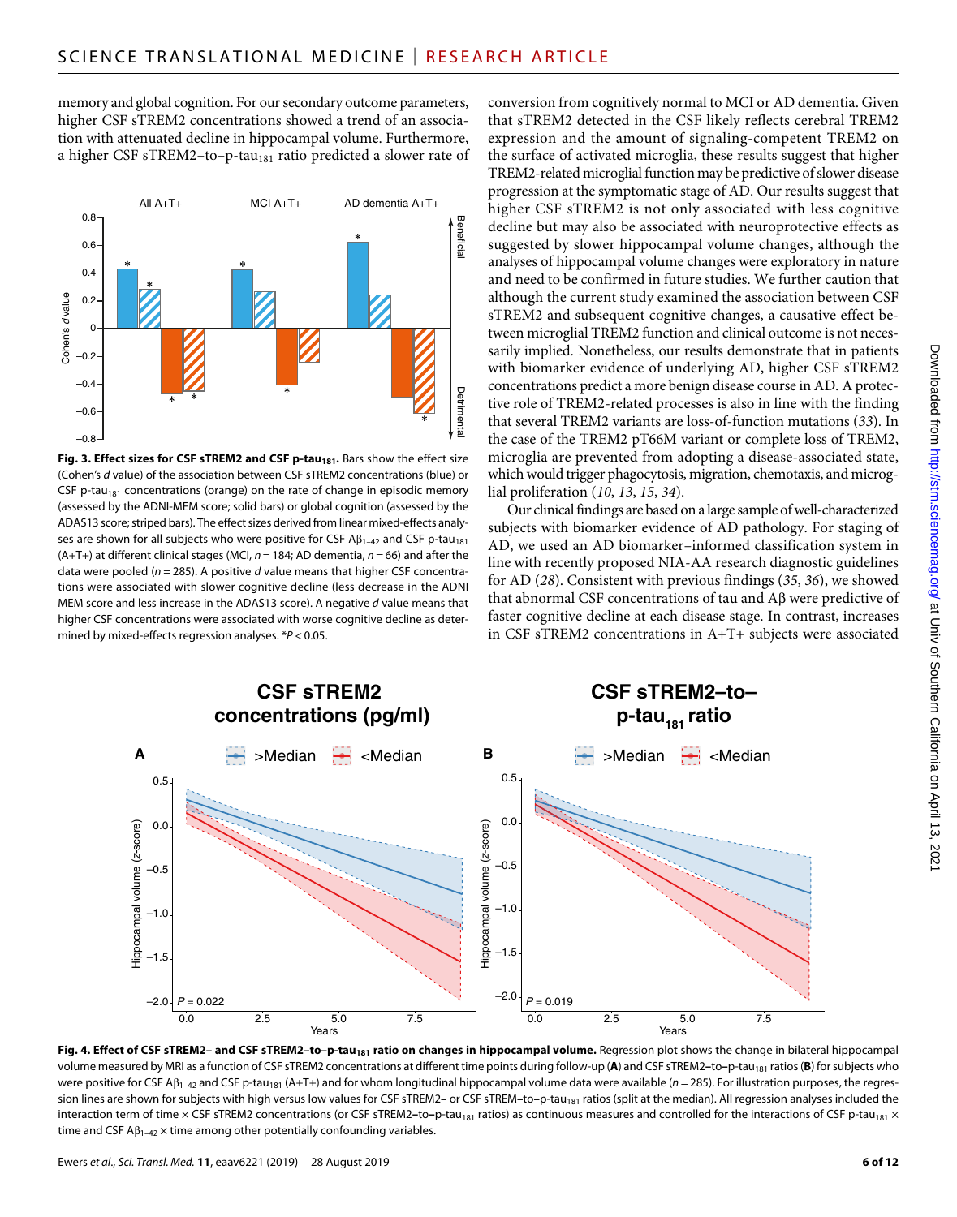memory and global cognition. For our secondary outcome parameters, higher CSF sTREM2 concentrations showed a trend of an association with attenuated decline in hippocampal volume. Furthermore, a higher CSF sTREM2–to–p-tau$_{181}$ ratio predicted a slower rate of conversion from cognitively normal to MCI or AD dementia. Given that sTREM2 detected in the CSF likely reflects cerebral TREM2 expression and the amount of signaling-competent TREM2 on the surface of activated microglia, these results suggest that higher TREM2-related microglial function may be predictive of slower disease progression at the symptomatic stage of AD. Our results suggest that higher CSF sTREM2 is not only associated with less cognitive decline but may also be associated with neuroprotective effects as suggested by slower hippocampal volume changes, although the analyses of hippocampal volume changes were exploratory in nature and need to be confirmed in future studies. We further caution that although the current study examined the association between CSF sTREM2 and subsequent cognitive changes, a causative effect between microglial TREM2 function and clinical outcome is not necessarily implied. Nonetheless, our results demonstrate that in patients with biomarker evidence of underlying AD, higher CSF sTREM2 concentrations predict a more benign disease course in AD. A protective role of TREM2-related processes is also in line with the finding that several TREM2 variants are loss-of-function mutations (*33*). In the case of the TREM2 pT66M variant or complete loss of TREM2, microglia are prevented from adopting a disease-associated state, which would trigger phagocytosis, migration, chemotaxis, and microglial proliferation (*10*, *13*, *15*, *34*).

**Fig. 3. Effect sizes for CSF sTREM2 and CSF p-tau$_{181}$.** Bars show the effect size (Cohen's *d* value) of the association between CSF sTREM2 concentrations (blue) or CSF p-tau$_{181}$ concentrations (orange) on the rate of change in episodic memory (assessed by the ADNI-MEM score; solid bars) or global cognition (assessed by the ADAS13 score; striped bars). The effect sizes derived from linear mixed-effects analyses are shown for all subjects who were positive for CSF A$\beta_{1-42}$ and CSF p-tau$_{181}$ (A+T+) at different clinical stages (MCI, *n* = 184; AD dementia, *n* = 66) and after the data were pooled (*n* = 285). A positive *d* value means that higher CSF concentrations were associated with slower cognitive decline (less decrease in the ADNI MEM score and less increase in the ADAS13 score). A negative *d* value means that higher CSF concentrations were associated with worse cognitive decline as determined by mixed-effects regression analyses. \**P* < 0.05.

Our clinical findings are based on a large sample of well-characterized subjects with biomarker evidence of AD pathology. For staging of AD, we used an AD biomarker–informed classification system in line with recently proposed NIA-AA research diagnostic guidelines for AD (*28*). Consistent with previous findings (*35*, *36*), we showed that abnormal CSF concentrations of tau and Aβ were predictive of faster cognitive decline at each disease stage. In contrast, increases in CSF sTREM2 concentrations in A+T+ subjects were associated

**Fig. 4. Effect of CSF sTREM2– and CSF sTREM2–to–p-tau$_{181}$ ratio on changes in hippocampal volume.** Regression plot shows the change in bilateral hippocampal volume measured by MRI as a function of CSF sTREM2 concentrations at different time points during follow-up (**A**) and CSF sTREM2–to–p-tau$_{181}$ ratios (**B**) for subjects who were positive for CSF A$\beta_{1-42}$ and CSF p-tau$_{181}$ (A+T+) and for whom longitudinal hippocampal volume data were available (*n* = 285). For illustration purposes, the regression lines are shown for subjects with high versus low values for CSF sTREM2– or CSF sTREM–to–p-tau$_{181}$ ratios (split at the median). All regression analyses included the interaction term of time × CSF sTREM2 concentrations (or CSF sTREM2–to–p-tau$_{181}$ ratios) as continuous measures and controlled for the interactions of CSF p-tau$_{181}$ × time and CSF A$\beta_{1-42}$ × time among other potentially confounding variables.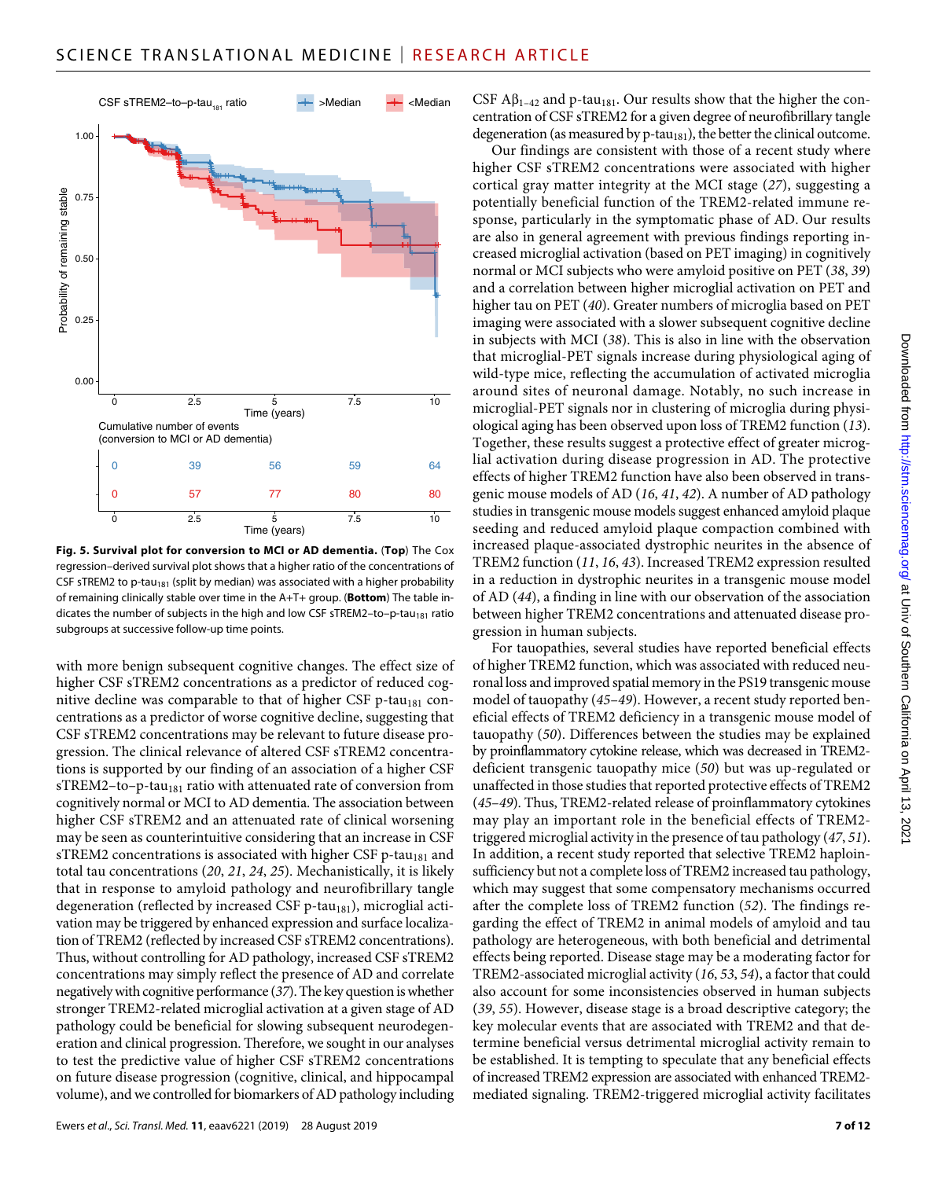CSF sTREM2–to–p-tau$_{181}$ ratio — >Median — <Median

Cumulative number of events (conversion to MCI or AD dementia)

| Time (years) | 0 | 2.5 | 5 | 7.5 | 10 |
|---|---|---|---|---|---|
| >Median | 0 | 39 | 56 | 59 | 64 |
| <Median | 0 | 57 | 77 | 80 | 80 |

**Fig. 5. Survival plot for conversion to MCI or AD dementia.** (**Top**) The Cox regression–derived survival plot shows that a higher ratio of the concentrations of CSF sTREM2 to p-tau$_{181}$ (split by median) was associated with a higher probability of remaining clinically stable over time in the A+T+ group. (**Bottom**) The table indicates the number of subjects in the high and low CSF sTREM2–to–p-tau$_{181}$ ratio subgroups at successive follow-up time points.

with more benign subsequent cognitive changes. The effect size of higher CSF sTREM2 concentrations as a predictor of reduced cognitive decline was comparable to that of higher CSF p-tau$_{181}$ concentrations as a predictor of worse cognitive decline, suggesting that CSF sTREM2 concentrations may be relevant to future disease progression. The clinical relevance of altered CSF sTREM2 concentrations is supported by our finding of an association of a higher CSF sTREM2–to–p-tau$_{181}$ ratio with attenuated rate of conversion from cognitively normal or MCI to AD dementia. The association between higher CSF sTREM2 and an attenuated rate of clinical worsening may be seen as counterintuitive considering that an increase in CSF sTREM2 concentrations is associated with higher CSF p-tau$_{181}$ and total tau concentrations (*20*, *21*, *24*, *25*). Mechanistically, it is likely that in response to amyloid pathology and neurofibrillary tangle degeneration (reflected by increased CSF p-tau$_{181}$), microglial activation may be triggered by enhanced expression and surface localization of TREM2 (reflected by increased CSF sTREM2 concentrations). Thus, without controlling for AD pathology, increased CSF sTREM2 concentrations may simply reflect the presence of AD and correlate negatively with cognitive performance (*37*). The key question is whether stronger TREM2-related microglial activation at a given stage of AD pathology could be beneficial for slowing subsequent neurodegeneration and clinical progression. Therefore, we sought in our analyses to test the predictive value of higher CSF sTREM2 concentrations on future disease progression (cognitive, clinical, and hippocampal volume), and we controlled for biomarkers of AD pathology including CSF A$\beta_{1-42}$ and p-tau$_{181}$. Our results show that the higher the concentration of CSF sTREM2 for a given degree of neurofibrillary tangle degeneration (as measured by p-tau$_{181}$), the better the clinical outcome.

Our findings are consistent with those of a recent study where higher CSF sTREM2 concentrations were associated with higher cortical gray matter integrity at the MCI stage (*27*), suggesting a potentially beneficial function of the TREM2-related immune response, particularly in the symptomatic phase of AD. Our results are also in general agreement with previous findings reporting increased microglial activation (based on PET imaging) in cognitively normal or MCI subjects who were amyloid positive on PET (*38*, *39*) and a correlation between higher microglial activation on PET and higher tau on PET (*40*). Greater numbers of microglia based on PET imaging were associated with a slower subsequent cognitive decline in subjects with MCI (*38*). This is also in line with the observation that microglial-PET signals increase during physiological aging of wild-type mice, reflecting the accumulation of activated microglia around sites of neuronal damage. Notably, no such increase in microglial-PET signals nor in clustering of microglia during physiological aging has been observed upon loss of TREM2 function (*13*). Together, these results suggest a protective effect of greater microglial activation during disease progression in AD. The protective effects of higher TREM2 function have also been observed in transgenic mouse models of AD (*16*, *41*, *42*). A number of AD pathology studies in transgenic mouse models suggest enhanced amyloid plaque seeding and reduced amyloid plaque compaction combined with increased plaque-associated dystrophic neurites in the absence of TREM2 function (*11*, *16*, *43*). Increased TREM2 expression resulted in a reduction in dystrophic neurites in a transgenic mouse model of AD (*44*), a finding in line with our observation of the association between higher TREM2 concentrations and attenuated disease progression in human subjects.

For tauopathies, several studies have reported beneficial effects of higher TREM2 function, which was associated with reduced neuronal loss and improved spatial memory in the PS19 transgenic mouse model of tauopathy (*45*–*49*). However, a recent study reported beneficial effects of TREM2 deficiency in a transgenic mouse model of tauopathy (*50*). Differences between the studies may be explained by proinflammatory cytokine release, which was decreased in TREM2-deficient transgenic tauopathy mice (*50*) but was up-regulated or unaffected in those studies that reported protective effects of TREM2 (*45*–*49*). Thus, TREM2-related release of proinflammatory cytokines may play an important role in the beneficial effects of TREM2-triggered microglial activity in the presence of tau pathology (*47*, *51*). In addition, a recent study reported that selective TREM2 haploinsufficiency but not a complete loss of TREM2 increased tau pathology, which may suggest that some compensatory mechanisms occurred after the complete loss of TREM2 function (*52*). The findings regarding the effect of TREM2 in animal models of amyloid and tau pathology are heterogeneous, with both beneficial and detrimental effects being reported. Disease stage may be a moderating factor for TREM2-associated microglial activity (*16*, *53*, *54*), a factor that could also account for some inconsistencies observed in human subjects (*39*, *55*). However, disease stage is a broad descriptive category; the key molecular events that are associated with TREM2 and that determine beneficial versus detrimental microglial activity remain to be established. It is tempting to speculate that any beneficial effects of increased TREM2 expression are associated with enhanced TREM2-mediated signaling. TREM2-triggered microglial activity facilitates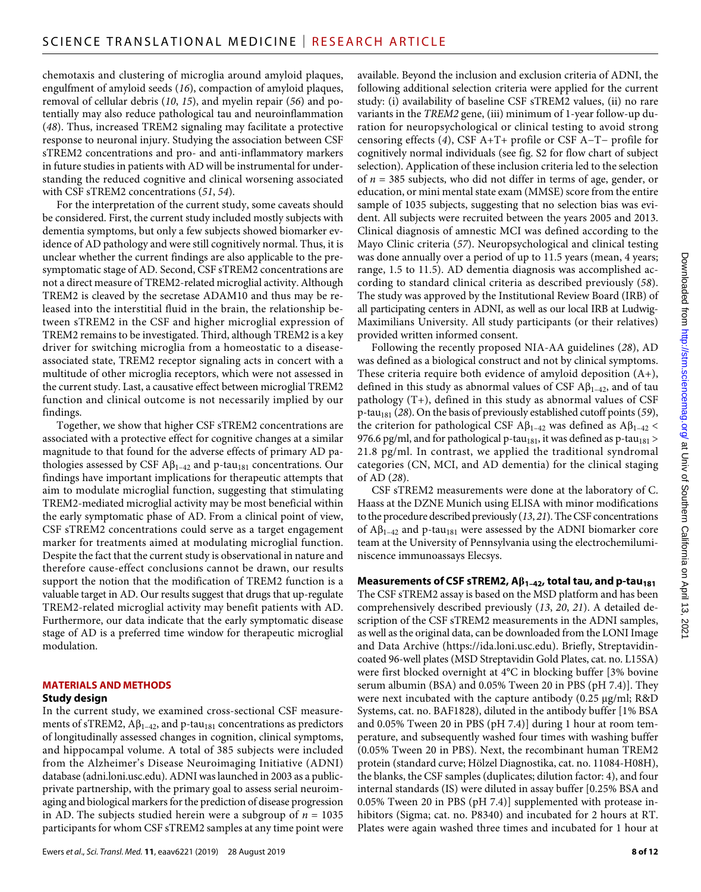chemotaxis and clustering of microglia around amyloid plaques, engulfment of amyloid seeds (*16*), compaction of amyloid plaques, removal of cellular debris (*10*, *15*), and myelin repair (*56*) and potentially may also reduce pathological tau and neuroinflammation (*48*). Thus, increased TREM2 signaling may facilitate a protective response to neuronal injury. Studying the association between CSF sTREM2 concentrations and pro- and anti-inflammatory markers in future studies in patients with AD will be instrumental for understanding the reduced cognitive and clinical worsening associated with CSF sTREM2 concentrations (*51*, *54*).

For the interpretation of the current study, some caveats should be considered. First, the current study included mostly subjects with dementia symptoms, but only a few subjects showed biomarker evidence of AD pathology and were still cognitively normal. Thus, it is unclear whether the current findings are also applicable to the presymptomatic stage of AD. Second, CSF sTREM2 concentrations are not a direct measure of TREM2-related microglial activity. Although TREM2 is cleaved by the secretase ADAM10 and thus may be released into the interstitial fluid in the brain, the relationship between sTREM2 in the CSF and higher microglial expression of TREM2 remains to be investigated. Third, although TREM2 is a key driver for switching microglia from a homeostatic to a disease-associated state, TREM2 receptor signaling acts in concert with a multitude of other microglia receptors, which were not assessed in the current study. Last, a causative effect between microglial TREM2 function and clinical outcome is not necessarily implied by our findings.

Together, we show that higher CSF sTREM2 concentrations are associated with a protective effect for cognitive changes at a similar magnitude to that found for the adverse effects of primary AD pathologies assessed by CSF $A\beta_{1-42}$ and p-$tau_{181}$ concentrations. Our findings have important implications for therapeutic attempts that aim to modulate microglial function, suggesting that stimulating TREM2-mediated microglial activity may be most beneficial within the early symptomatic phase of AD. From a clinical point of view, CSF sTREM2 concentrations could serve as a target engagement marker for treatments aimed at modulating microglial function. Despite the fact that the current study is observational in nature and therefore cause-effect conclusions cannot be drawn, our results support the notion that the modification of TREM2 function is a valuable target in AD. Our results suggest that drugs that up-regulate TREM2-related microglial activity may benefit patients with AD. Furthermore, our data indicate that the early symptomatic disease stage of AD is a preferred time window for therapeutic microglial modulation.

## MATERIALS AND METHODS

### Study design

In the current study, we examined cross-sectional CSF measurements of sTREM2, $A\beta_{1-42}$, and p-$tau_{181}$ concentrations as predictors of longitudinally assessed changes in cognition, clinical symptoms, and hippocampal volume. A total of 385 subjects were included from the Alzheimer's Disease Neuroimaging Initiative (ADNI) database (adni.loni.usc.edu). ADNI was launched in 2003 as a public-private partnership, with the primary goal to assess serial neuroimaging and biological markers for the prediction of disease progression in AD. The subjects studied herein were a subgroup of $n$ = 1035 participants for whom CSF sTREM2 samples at any time point were available. Beyond the inclusion and exclusion criteria of ADNI, the following additional selection criteria were applied for the current study: (i) availability of baseline CSF sTREM2 values, (ii) no rare variants in the *TREM2* gene, (iii) minimum of 1-year follow-up duration for neuropsychological or clinical testing to avoid strong censoring effects (*4*), CSF A+T+ profile or CSF A−T− profile for cognitively normal individuals (see fig. S2 for flow chart of subject selection). Application of these inclusion criteria led to the selection of $n$ = 385 subjects, who did not differ in terms of age, gender, or education, or mini mental state exam (MMSE) score from the entire sample of 1035 subjects, suggesting that no selection bias was evident. All subjects were recruited between the years 2005 and 2013. Clinical diagnosis of amnestic MCI was defined according to the Mayo Clinic criteria (*57*). Neuropsychological and clinical testing was done annually over a period of up to 11.5 years (mean, 4 years; range, 1.5 to 11.5). AD dementia diagnosis was accomplished according to standard clinical criteria as described previously (*58*). The study was approved by the Institutional Review Board (IRB) of all participating centers in ADNI, as well as our local IRB at Ludwig-Maximilians University. All study participants (or their relatives) provided written informed consent.

Following the recently proposed NIA-AA guidelines (*28*), AD was defined as a biological construct and not by clinical symptoms. These criteria require both evidence of amyloid deposition (A+), defined in this study as abnormal values of CSF $A\beta_{1-42}$, and of tau pathology (T+), defined in this study as abnormal values of CSF p-$tau_{181}$ (*28*). On the basis of previously established cutoff points (*59*), the criterion for pathological CSF $A\beta_{1-42}$ was defined as $A\beta_{1-42} <$ 976.6 pg/ml, and for pathological p-$tau_{181}$, it was defined as p-$tau_{181} >$ 21.8 pg/ml. In contrast, we applied the traditional syndromal categories (CN, MCI, and AD dementia) for the clinical staging of AD (*28*).

CSF sTREM2 measurements were done at the laboratory of C. Haass at the DZNE Munich using ELISA with minor modifications to the procedure described previously (*13*, *21*). The CSF concentrations of $A\beta_{1-42}$ and p-$tau_{181}$ were assessed by the ADNI biomarker core team at the University of Pennsylvania using the electrochemiluminiscence immunoassays Elecsys.

### Measurements of CSF sTREM2, $A\beta_{1-42}$, total tau, and p-$tau_{181}$

The CSF sTREM2 assay is based on the MSD platform and has been comprehensively described previously (*13*, *20*, *21*). A detailed description of the CSF sTREM2 measurements in the ADNI samples, as well as the original data, can be downloaded from the LONI Image and Data Archive (https://ida.loni.usc.edu). Briefly, Streptavidin-coated 96-well plates (MSD Streptavidin Gold Plates, cat. no. L15SA) were first blocked overnight at 4°C in blocking buffer [3% bovine serum albumin (BSA) and 0.05% Tween 20 in PBS (pH 7.4)]. They were next incubated with the capture antibody (0.25 μg/ml; R&D Systems, cat. no. BAF1828), diluted in the antibody buffer [1% BSA and 0.05% Tween 20 in PBS (pH 7.4)] during 1 hour at room temperature, and subsequently washed four times with washing buffer (0.05% Tween 20 in PBS). Next, the recombinant human TREM2 protein (standard curve; Hölzel Diagnostika, cat. no. 11084-H08H), the blanks, the CSF samples (duplicates; dilution factor: 4), and four internal standards (IS) were diluted in assay buffer [0.25% BSA and 0.05% Tween 20 in PBS (pH 7.4)] supplemented with protease inhibitors (Sigma; cat. no. P8340) and incubated for 2 hours at RT. Plates were again washed three times and incubated for 1 hour at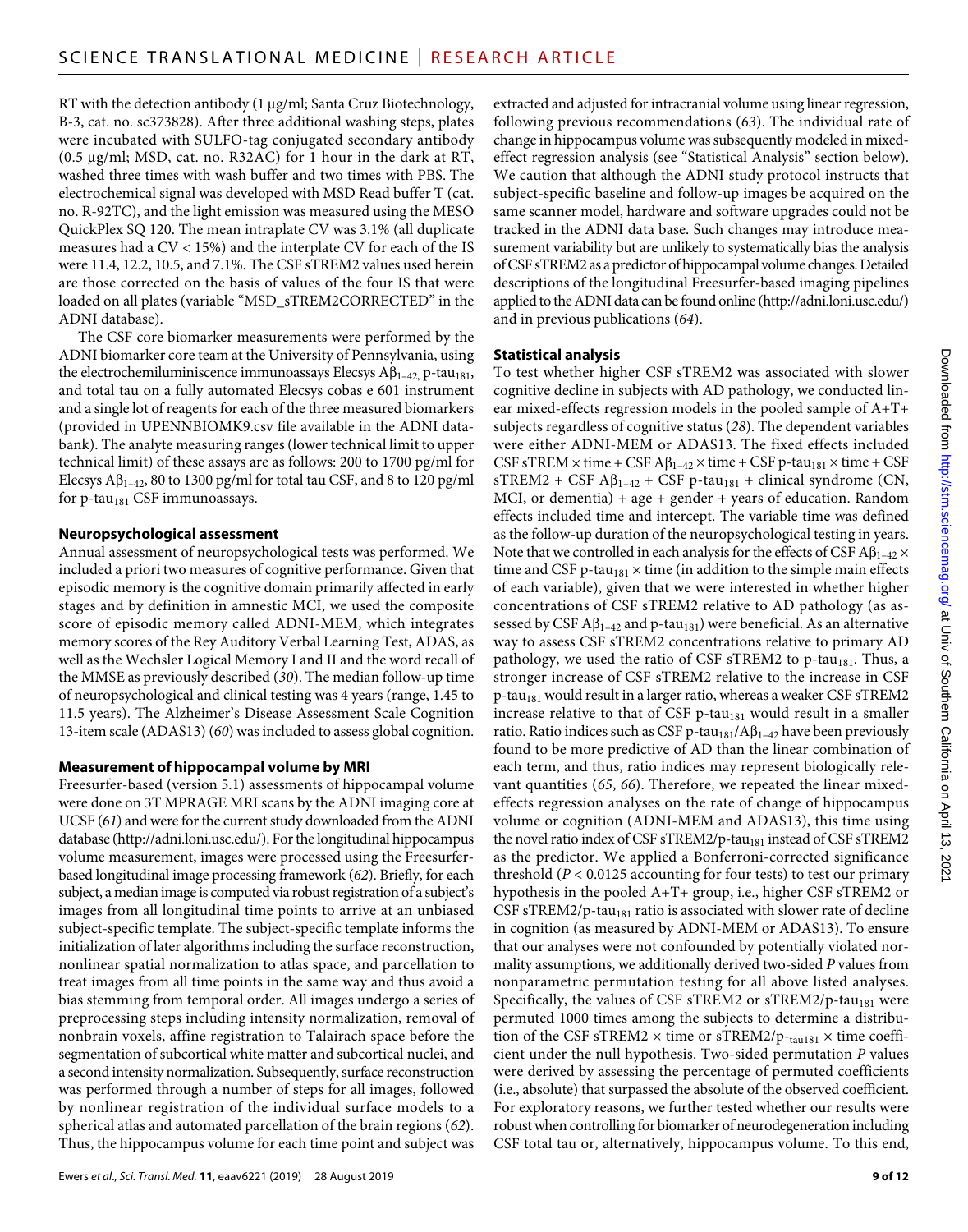RT with the detection antibody (1 µg/ml; Santa Cruz Biotechnology, B-3, cat. no. sc373828). After three additional washing steps, plates were incubated with SULFO-tag conjugated secondary antibody (0.5 µg/ml; MSD, cat. no. R32AC) for 1 hour in the dark at RT, washed three times with wash buffer and two times with PBS. The electrochemical signal was developed with MSD Read buffer T (cat. no. R-92TC), and the light emission was measured using the MESO QuickPlex SQ 120. The mean intraplate CV was 3.1% (all duplicate measures had a CV < 15%) and the interplate CV for each of the IS were 11.4, 12.2, 10.5, and 7.1%. The CSF sTREM2 values used herein are those corrected on the basis of values of the four IS that were loaded on all plates (variable "MSD_sTREM2CORRECTED" in the ADNI database).

The CSF core biomarker measurements were performed by the ADNI biomarker core team at the University of Pennsylvania, using the electrochemiluminiscence immunoassays Elecsys $A\beta_{1-42}$, p-$tau_{181}$, and total tau on a fully automated Elecsys cobas e 601 instrument and a single lot of reagents for each of the three measured biomarkers (provided in UPENNBIOMK9.csv file available in the ADNI databank). The analyte measuring ranges (lower technical limit to upper technical limit) of these assays are as follows: 200 to 1700 pg/ml for Elecsys $A\beta_{1-42}$, 80 to 1300 pg/ml for total tau CSF, and 8 to 120 pg/ml for p-$tau_{181}$ CSF immunoassays.

### Neuropsychological assessment

Annual assessment of neuropsychological tests was performed. We included a priori two measures of cognitive performance. Given that episodic memory is the cognitive domain primarily affected in early stages and by definition in amnestic MCI, we used the composite score of episodic memory called ADNI-MEM, which integrates memory scores of the Rey Auditory Verbal Learning Test, ADAS, as well as the Wechsler Logical Memory I and II and the word recall of the MMSE as previously described (*30*). The median follow-up time of neuropsychological and clinical testing was 4 years (range, 1.45 to 11.5 years). The Alzheimer's Disease Assessment Scale Cognition 13-item scale (ADAS13) (*60*) was included to assess global cognition.

### Measurement of hippocampal volume by MRI

Freesurfer-based (version 5.1) assessments of hippocampal volume were done on 3T MPRAGE MRI scans by the ADNI imaging core at UCSF (*61*) and were for the current study downloaded from the ADNI database (http://adni.loni.usc.edu/). For the longitudinal hippocampus volume measurement, images were processed using the Freesurfer-based longitudinal image processing framework (*62*). Briefly, for each subject, a median image is computed via robust registration of a subject's images from all longitudinal time points to arrive at an unbiased subject-specific template. The subject-specific template informs the initialization of later algorithms including the surface reconstruction, nonlinear spatial normalization to atlas space, and parcellation to treat images from all time points in the same way and thus avoid a bias stemming from temporal order. All images undergo a series of preprocessing steps including intensity normalization, removal of nonbrain voxels, affine registration to Talairach space before the segmentation of subcortical white matter and subcortical nuclei, and a second intensity normalization. Subsequently, surface reconstruction was performed through a number of steps for all images, followed by nonlinear registration of the individual surface models to a spherical atlas and automated parcellation of the brain regions (*62*). Thus, the hippocampus volume for each time point and subject was extracted and adjusted for intracranial volume using linear regression, following previous recommendations (*63*). The individual rate of change in hippocampus volume was subsequently modeled in mixed-effect regression analysis (see "Statistical Analysis" section below). We caution that although the ADNI study protocol instructs that subject-specific baseline and follow-up images be acquired on the same scanner model, hardware and software upgrades could not be tracked in the ADNI data base. Such changes may introduce measurement variability but are unlikely to systematically bias the analysis of CSF sTREM2 as a predictor of hippocampal volume changes. Detailed descriptions of the longitudinal Freesurfer-based imaging pipelines applied to the ADNI data can be found online (http://adni.loni.usc.edu/) and in previous publications (*64*).

### Statistical analysis

To test whether higher CSF sTREM2 was associated with slower cognitive decline in subjects with AD pathology, we conducted linear mixed-effects regression models in the pooled sample of A+T+ subjects regardless of cognitive status (*28*). The dependent variables were either ADNI-MEM or ADAS13. The fixed effects included CSF sTREM × time + CSF $A\beta_{1-42}$ × time + CSF p-$tau_{181}$ × time + CSF sTREM2 + CSF $A\beta_{1-42}$ + CSF p-$tau_{181}$ + clinical syndrome (CN, MCI, or dementia) + age + gender + years of education. Random effects included time and intercept. The variable time was defined as the follow-up duration of the neuropsychological testing in years. Note that we controlled in each analysis for the effects of CSF $A\beta_{1-42}$ × time and CSF p-$tau_{181}$ × time (in addition to the simple main effects of each variable), given that we were interested in whether higher concentrations of CSF sTREM2 relative to AD pathology (as assessed by CSF $A\beta_{1-42}$ and p-$tau_{181}$) were beneficial. As an alternative way to assess CSF sTREM2 concentrations relative to primary AD pathology, we used the ratio of CSF sTREM2 to p-$tau_{181}$. Thus, a stronger increase of CSF sTREM2 relative to the increase in CSF p-$tau_{181}$ would result in a larger ratio, whereas a weaker CSF sTREM2 increase relative to that of CSF p-$tau_{181}$ would result in a smaller ratio. Ratio indices such as CSF p-$tau_{181}$/$A\beta_{1-42}$ have been previously found to be more predictive of AD than the linear combination of each term, and thus, ratio indices may represent biologically relevant quantities (*65*, *66*). Therefore, we repeated the linear mixed-effects regression analyses on the rate of change of hippocampus volume or cognition (ADNI-MEM and ADAS13), this time using the novel ratio index of CSF sTREM2/p-$tau_{181}$ instead of CSF sTREM2 as the predictor. We applied a Bonferroni-corrected significance threshold ($P < 0.0125$ accounting for four tests) to test our primary hypothesis in the pooled A+T+ group, i.e., higher CSF sTREM2 or CSF sTREM2/p-$tau_{181}$ ratio is associated with slower rate of decline in cognition (as measured by ADNI-MEM or ADAS13). To ensure that our analyses were not confounded by potentially violated normality assumptions, we additionally derived two-sided *P* values from nonparametric permutation testing for all above listed analyses. Specifically, the values of CSF sTREM2 or sTREM2/p-$tau_{181}$ were permuted 1000 times among the subjects to determine a distribution of the CSF sTREM2 × time or sTREM2/p-$_{tau181}$ × time coefficient under the null hypothesis. Two-sided permutation *P* values were derived by assessing the percentage of permuted coefficients (i.e., absolute) that surpassed the absolute of the observed coefficient. For exploratory reasons, we further tested whether our results were robust when controlling for biomarker of neurodegeneration including CSF total tau or, alternatively, hippocampus volume. To this end,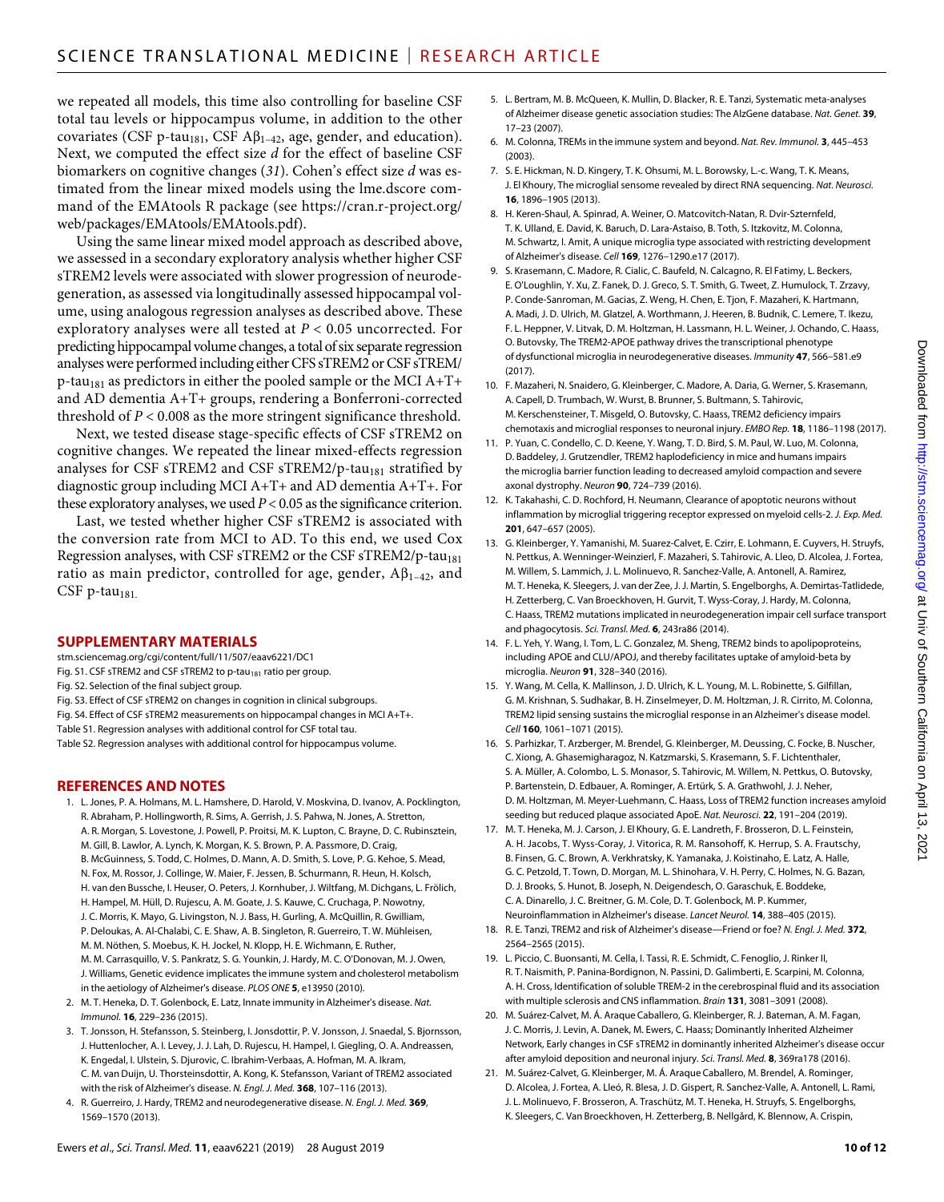we repeated all models, this time also controlling for baseline CSF total tau levels or hippocampus volume, in addition to the other covariates (CSF p-tau$_{181}$, CSF A$\beta_{1-42}$, age, gender, and education). Next, we computed the effect size *d* for the effect of baseline CSF biomarkers on cognitive changes (*31*). Cohen's effect size *d* was estimated from the linear mixed models using the lme.dscore command of the EMAtools R package (see https://cran.r-project.org/web/packages/EMAtools/EMAtools.pdf).

Using the same linear mixed model approach as described above, we assessed in a secondary exploratory analysis whether higher CSF sTREM2 levels were associated with slower progression of neurodegeneration, as assessed via longitudinally assessed hippocampal volume, using analogous regression analyses as described above. These exploratory analyses were all tested at $P < 0.05$ uncorrected. For predicting hippocampal volume changes, a total of six separate regression analyses were performed including either CFS sTREM2 or CSF sTREM/p-tau$_{181}$ as predictors in either the pooled sample or the MCI A+T+ and AD dementia A+T+ groups, rendering a Bonferroni-corrected threshold of $P < 0.008$ as the more stringent significance threshold.

Next, we tested disease stage-specific effects of CSF sTREM2 on cognitive changes. We repeated the linear mixed-effects regression analyses for CSF sTREM2 and CSF sTREM2/p-tau$_{181}$ stratified by diagnostic group including MCI A+T+ and AD dementia A+T+. For these exploratory analyses, we used $P < 0.05$ as the significance criterion.

Last, we tested whether higher CSF sTREM2 is associated with the conversion rate from MCI to AD. To this end, we used Cox Regression analyses, with CSF sTREM2 or the CSF sTREM2/p-tau$_{181}$ ratio as main predictor, controlled for age, gender, A$\beta_{1-42}$, and CSF p-tau$_{181}$.

## SUPPLEMENTARY MATERIALS

stm.sciencemag.org/cgi/content/full/11/507/eaav6221/DC1
Fig. S1. CSF sTREM2 and CSF sTREM2 to p-tau$_{181}$ ratio per group.
Fig. S2. Selection of the final subject group.
Fig. S3. Effect of CSF sTREM2 on changes in cognition in clinical subgroups.
Fig. S4. Effect of CSF sTREM2 measurements on hippocampal changes in MCI A+T+.
Table S1. Regression analyses with additional control for CSF total tau.
Table S2. Regression analyses with additional control for hippocampus volume.

## REFERENCES AND NOTES

1. L. Jones, P. A. Holmans, M. L. Hamshere, D. Harold, V. Moskvina, D. Ivanov, A. Pocklington, R. Abraham, P. Hollingworth, R. Sims, A. Gerrish, J. S. Pahwa, N. Jones, A. Stretton, A. R. Morgan, S. Lovestone, J. Powell, P. Proitsi, M. K. Lupton, C. Brayne, D. C. Rubinsztein, M. Gill, B. Lawlor, A. Lynch, K. Morgan, K. S. Brown, P. A. Passmore, D. Craig, B. McGuinness, S. Todd, C. Holmes, D. Mann, A. D. Smith, S. Love, P. G. Kehoe, S. Mead, N. Fox, M. Rossor, J. Collinge, W. Maier, F. Jessen, B. Schurmann, R. Heun, H. Kolsch, H. van den Bussche, I. Heuser, O. Peters, J. Kornhuber, J. Wiltfang, M. Dichgans, L. Frölich, H. Hampel, M. Hüll, D. Rujescu, A. M. Goate, J. S. Kauwe, C. Cruchaga, P. Nowotny, J. C. Morris, K. Mayo, G. Livingston, N. J. Bass, H. Gurling, A. McQuillin, R. Gwilliam, P. Deloukas, A. Al-Chalabi, C. E. Shaw, A. B. Singleton, R. Guerreiro, T. W. Mühleisen, M. M. Nöthen, S. Moebus, K. H. Jockel, N. Klopp, H. E. Wichmann, E. Ruther, M. M. Carrasquillo, V. S. Pankratz, S. G. Younkin, J. Hardy, M. C. O'Donovan, M. J. Owen, J. Williams, Genetic evidence implicates the immune system and cholesterol metabolism in the aetiology of Alzheimer's disease. *PLOS ONE* **5**, e13950 (2010).
2. M. T. Heneka, D. T. Golenbock, E. Latz, Innate immunity in Alzheimer's disease. *Nat. Immunol.* **16**, 229–236 (2015).
3. T. Jonsson, H. Stefansson, S. Steinberg, I. Jonsdottir, P. V. Jonsson, J. Snaedal, S. Bjornsson, J. Huttenlocher, A. I. Levey, J. J. Lah, D. Rujescu, H. Hampel, I. Giegling, O. A. Andreassen, K. Engedal, I. Ulstein, S. Djurovic, C. Ibrahim-Verbaas, A. Hofman, M. A. Ikram, C. M. van Duijn, U. Thorsteinsdottir, A. Kong, K. Stefansson, Variant of TREM2 associated with the risk of Alzheimer's disease. *N. Engl. J. Med.* **368**, 107–116 (2013).
4. R. Guerreiro, J. Hardy, TREM2 and neurodegenerative disease. *N. Engl. J. Med.* **369**, 1569–1570 (2013).
5. L. Bertram, M. B. McQueen, K. Mullin, D. Blacker, R. E. Tanzi, Systematic meta-analyses of Alzheimer disease genetic association studies: The AlzGene database. *Nat. Genet.* **39**, 17–23 (2007).
6. M. Colonna, TREMs in the immune system and beyond. *Nat. Rev. Immunol.* **3**, 445–453 (2003).
7. S. E. Hickman, N. D. Kingery, T. K. Ohsumi, M. L. Borowsky, L.-c. Wang, T. K. Means, J. El Khoury, The microglial sensome revealed by direct RNA sequencing. *Nat. Neurosci.* **16**, 1896–1905 (2013).
8. H. Keren-Shaul, A. Spinrad, A. Weiner, O. Matcovitch-Natan, R. Dvir-Szternfeld, T. K. Ulland, E. David, K. Baruch, D. Lara-Astaiso, B. Toth, S. Itzkovitz, M. Colonna, M. Schwartz, I. Amit, A unique microglia type associated with restricting development of Alzheimer's disease. *Cell* **169**, 1276–1290.e17 (2017).
9. S. Krasemann, C. Madore, R. Cialic, C. Baufeld, N. Calcagno, R. El Fatimy, L. Beckers, E. O'Loughlin, Y. Xu, Z. Fanek, D. J. Greco, S. T. Smith, G. Tweet, Z. Humulock, T. Zrzavy, P. Conde-Sanroman, M. Gacias, Z. Weng, H. Chen, E. Tjon, F. Mazaheri, K. Hartmann, A. Madi, J. D. Ulrich, M. Glatzel, A. Worthmann, J. Heeren, B. Budnik, C. Lemere, T. Ikezu, F. L. Heppner, V. Litvak, D. M. Holtzman, H. Lassmann, H. L. Weiner, J. Ochando, C. Haass, O. Butovsky, The TREM2-APOE pathway drives the transcriptional phenotype of dysfunctional microglia in neurodegenerative diseases. *Immunity* **47**, 566–581.e9 (2017).
10. F. Mazaheri, N. Snaidero, G. Kleinberger, C. Madore, A. Daria, G. Werner, S. Krasemann, A. Capell, D. Trumbach, W. Wurst, B. Brunner, S. Bultmann, S. Tahirovic, M. Kerschensteiner, T. Misgeld, O. Butovsky, C. Haass, TREM2 deficiency impairs chemotaxis and microglial responses to neuronal injury. *EMBO Rep.* **18**, 1186–1198 (2017).
11. P. Yuan, C. Condello, C. D. Keene, Y. Wang, T. D. Bird, S. M. Paul, W. Luo, M. Colonna, D. Baddeley, J. Grutzendler, TREM2 haplodeficiency in mice and humans impairs the microglia barrier function leading to decreased amyloid compaction and severe axonal dystrophy. *Neuron* **90**, 724–739 (2016).
12. K. Takahashi, C. D. Rochford, H. Neumann, Clearance of apoptotic neurons without inflammation by microglial triggering receptor expressed on myeloid cells-2. *J. Exp. Med.* **201**, 647–657 (2005).
13. G. Kleinberger, Y. Yamanishi, M. Suarez-Calvet, E. Czirr, E. Lohmann, E. Cuyvers, H. Struyfs, N. Pettkus, A. Wenninger-Weinzierl, F. Mazaheri, S. Tahirovic, A. Lleo, D. Alcolea, J. Fortea, M. Willem, S. Lammich, J. L. Molinuevo, R. Sanchez-Valle, A. Antonell, A. Ramirez, M. T. Heneka, K. Sleegers, J. van der Zee, J. J. Martin, S. Engelborghs, A. Demirtas-Tatlidede, H. Zetterberg, C. Van Broeckhoven, H. Gurvit, T. Wyss-Coray, J. Hardy, M. Colonna, C. Haass, TREM2 mutations implicated in neurodegeneration impair cell surface transport and phagocytosis. *Sci. Transl. Med.* **6**, 243ra86 (2014).
14. F. L. Yeh, Y. Wang, I. Tom, L. C. Gonzalez, M. Sheng, TREM2 binds to apolipoproteins, including APOE and CLU/APOJ, and thereby facilitates uptake of amyloid-beta by microglia. *Neuron* **91**, 328–340 (2016).
15. Y. Wang, M. Cella, K. Mallinson, J. D. Ulrich, K. L. Young, M. L. Robinette, S. Gilfillan, G. M. Krishnan, S. Sudhakar, B. H. Zinselmeyer, D. M. Holtzman, J. R. Cirrito, M. Colonna, TREM2 lipid sensing sustains the microglial response in an Alzheimer's disease model. *Cell* **160**, 1061–1071 (2015).
16. S. Parhizkar, T. Arzberger, M. Brendel, G. Kleinberger, M. Deussing, C. Focke, B. Nuscher, C. Xiong, A. Ghasemigharagoz, N. Katzmarski, S. Krasemann, S. F. Lichtenthaler, S. A. Müller, A. Colombo, L. S. Monasor, S. Tahirovic, M. Willem, N. Pettkus, O. Butovsky, P. Bartenstein, D. Edbauer, A. Rominger, A. Ertürk, S. A. Grathwohl, J. J. Neher, D. M. Holtzman, M. Meyer-Luehmann, C. Haass, Loss of TREM2 function increases amyloid seeding but reduced plaque associated ApoE. *Nat. Neurosci.* **22**, 191–204 (2019).
17. M. T. Heneka, M. J. Carson, J. El Khoury, G. E. Landreth, F. Brosseron, D. L. Feinstein, A. H. Jacobs, T. Wyss-Coray, J. Vitorica, R. M. Ransohoff, K. Herrup, S. A. Frautschy, B. Finsen, G. C. Brown, A. Verkhratsky, K. Yamanaka, J. Koistinaho, E. Latz, A. Halle, G. C. Petzold, T. Town, D. Morgan, M. L. Shinohara, V. H. Perry, C. Holmes, N. G. Bazan, D. J. Brooks, S. Hunot, B. Joseph, N. Deigendesch, O. Garaschuk, E. Boddeke, C. A. Dinarello, J. C. Breitner, G. M. Cole, D. T. Golenbock, M. P. Kummer, Neuroinflammation in Alzheimer's disease. *Lancet Neurol.* **14**, 388–405 (2015).
18. R. E. Tanzi, TREM2 and risk of Alzheimer's disease—Friend or foe? *N. Engl. J. Med.* **372**, 2564–2565 (2015).
19. L. Piccio, C. Buonsanti, M. Cella, I. Tassi, R. E. Schmidt, C. Fenoglio, J. Rinker II, R. T. Naismith, P. Panina-Bordignon, N. Passini, D. Galimberti, E. Scarpini, M. Colonna, A. H. Cross, Identification of soluble TREM-2 in the cerebrospinal fluid and its association with multiple sclerosis and CNS inflammation. *Brain* **131**, 3081–3091 (2008).
20. M. Suárez-Calvet, M. Á. Araque Caballero, G. Kleinberger, R. J. Bateman, A. M. Fagan, J. C. Morris, J. Levin, A. Danek, M. Ewers, C. Haass; Dominantly Inherited Alzheimer Network, Early changes in CSF sTREM2 in dominantly inherited Alzheimer's disease occur after amyloid deposition and neuronal injury. *Sci. Transl. Med.* **8**, 369ra178 (2016).
21. M. Suárez-Calvet, G. Kleinberger, M. Á. Araque Caballero, M. Brendel, A. Rominger, D. Alcolea, J. Fortea, A. Lleó, R. Blesa, J. D. Gispert, R. Sanchez-Valle, A. Antonell, L. Rami, J. L. Molinuevo, F. Brosseron, A. Traschütz, M. T. Heneka, H. Struyfs, S. Engelborghs, K. Sleegers, C. Van Broeckhoven, H. Zetterberg, B. Nellgård, K. Blennow, A. Crispin,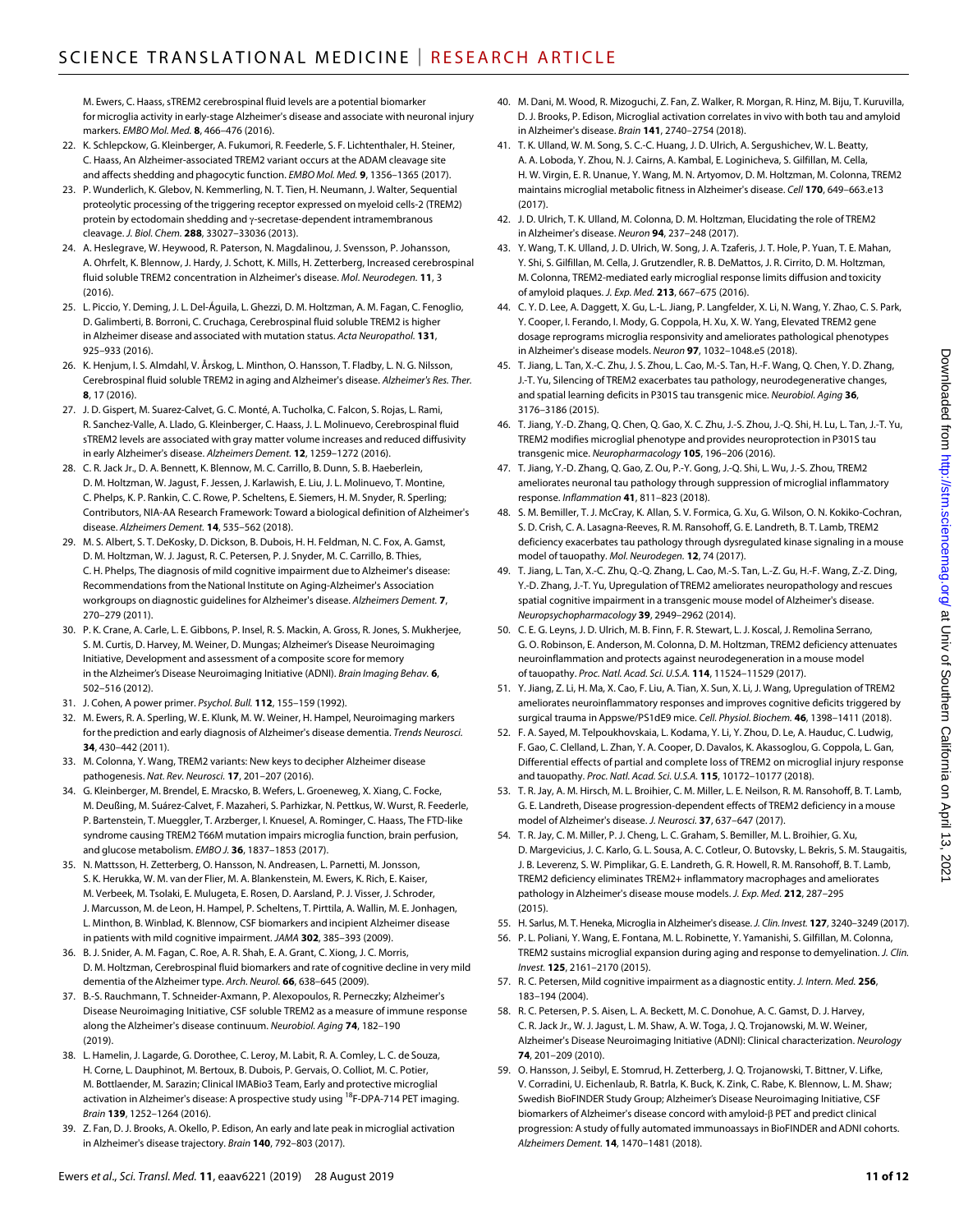M. Ewers, C. Haass, sTREM2 cerebrospinal fluid levels are a potential biomarker for microglia activity in early-stage Alzheimer's disease and associate with neuronal injury markers. *EMBO Mol. Med.* **8**, 466–476 (2016).

22. K. Schlepckow, G. Kleinberger, A. Fukumori, R. Feederle, S. F. Lichtenthaler, H. Steiner, C. Haass, An Alzheimer-associated TREM2 variant occurs at the ADAM cleavage site and affects shedding and phagocytic function. *EMBO Mol. Med.* **9**, 1356–1365 (2017).
23. P. Wunderlich, K. Glebov, N. Kemmerling, N. T. Tien, H. Neumann, J. Walter, Sequential proteolytic processing of the triggering receptor expressed on myeloid cells-2 (TREM2) protein by ectodomain shedding and γ-secretase-dependent intramembranous cleavage. *J. Biol. Chem.* **288**, 33027–33036 (2013).
24. A. Heslegrave, W. Heywood, R. Paterson, N. Magdalinou, J. Svensson, P. Johansson, A. Ohrfelt, K. Blennow, J. Hardy, J. Schott, K. Mills, H. Zetterberg, Increased cerebrospinal fluid soluble TREM2 concentration in Alzheimer's disease. *Mol. Neurodegen.* **11**, 3 (2016).
25. L. Piccio, Y. Deming, J. L. Del-Águila, L. Ghezzi, D. M. Holtzman, A. M. Fagan, C. Fenoglio, D. Galimberti, B. Borroni, C. Cruchaga, Cerebrospinal fluid soluble TREM2 is higher in Alzheimer disease and associated with mutation status. *Acta Neuropathol.* **131**, 925–933 (2016).
26. K. Henjum, I. S. Almdahl, V. Årskog, L. Minthon, O. Hansson, T. Fladby, L. N. G. Nilsson, Cerebrospinal fluid soluble TREM2 in aging and Alzheimer's disease. *Alzheimer's Res. Ther.* **8**, 17 (2016).
27. J. D. Gispert, M. Suarez-Calvet, G. C. Monté, A. Tucholka, C. Falcon, S. Rojas, L. Rami, R. Sanchez-Valle, A. Llado, G. Kleinberger, C. Haass, J. L. Molinuevo, Cerebrospinal fluid sTREM2 levels are associated with gray matter volume increases and reduced diffusivity in early Alzheimer's disease. *Alzheimers Dement.* **12**, 1259–1272 (2016).
28. C. R. Jack Jr., D. A. Bennett, K. Blennow, M. C. Carrillo, B. Dunn, S. B. Haeberlein, D. M. Holtzman, W. Jagust, F. Jessen, J. Karlawish, E. Liu, J. L. Molinuevo, T. Montine, C. Phelps, K. P. Rankin, C. C. Rowe, P. Scheltens, E. Siemers, H. M. Snyder, R. Sperling; Contributors, NIA-AA Research Framework: Toward a biological definition of Alzheimer's disease. *Alzheimers Dement.* **14**, 535–562 (2018).
29. M. S. Albert, S. T. DeKosky, D. Dickson, B. Dubois, H. H. Feldman, N. C. Fox, A. Gamst, D. M. Holtzman, W. J. Jagust, R. C. Petersen, P. J. Snyder, M. C. Carrillo, B. Thies, C. H. Phelps, The diagnosis of mild cognitive impairment due to Alzheimer's disease: Recommendations from the National Institute on Aging-Alzheimer's Association workgroups on diagnostic guidelines for Alzheimer's disease. *Alzheimers Dement.* **7**, 270–279 (2011).
30. P. K. Crane, A. Carle, L. E. Gibbons, P. Insel, R. S. Mackin, A. Gross, R. Jones, S. Mukherjee, S. M. Curtis, D. Harvey, M. Weiner, D. Mungas; Alzheimer's Disease Neuroimaging Initiative, Development and assessment of a composite score for memory in the Alzheimer's Disease Neuroimaging Initiative (ADNI). *Brain Imaging Behav.* **6**, 502–516 (2012).
31. J. Cohen, A power primer. *Psychol. Bull.* **112**, 155–159 (1992).
32. M. Ewers, R. A. Sperling, W. E. Klunk, M. W. Weiner, H. Hampel, Neuroimaging markers for the prediction and early diagnosis of Alzheimer's disease dementia. *Trends Neurosci.* **34**, 430–442 (2011).
33. M. Colonna, Y. Wang, TREM2 variants: New keys to decipher Alzheimer disease pathogenesis. *Nat. Rev. Neurosci.* **17**, 201–207 (2016).
34. G. Kleinberger, M. Brendel, E. Mracsko, B. Wefers, L. Groeneweg, X. Xiang, C. Focke, M. Deußing, M. Suárez-Calvet, F. Mazaheri, S. Parhizkar, N. Pettkus, W. Wurst, R. Feederle, P. Bartenstein, T. Mueggler, T. Arzberger, I. Knuesel, A. Rominger, C. Haass, The FTD-like syndrome causing TREM2 T66M mutation impairs microglia function, brain perfusion, and glucose metabolism. *EMBO J.* **36**, 1837–1853 (2017).
35. N. Mattsson, H. Zetterberg, O. Hansson, N. Andreasen, L. Parnetti, M. Jonsson, S. K. Herukka, W. M. van der Flier, M. A. Blankenstein, M. Ewers, K. Rich, E. Kaiser, M. Verbeek, M. Tsolaki, E. Mulugeta, E. Rosen, D. Aarsland, P. J. Visser, J. Schroder, J. Marcusson, M. de Leon, H. Hampel, P. Scheltens, T. Pirttila, A. Wallin, M. E. Jonhagen, L. Minthon, B. Winblad, K. Blennow, CSF biomarkers and incipient Alzheimer disease in patients with mild cognitive impairment. *JAMA* **302**, 385–393 (2009).
36. B. J. Snider, A. M. Fagan, C. Roe, A. R. Shah, E. A. Grant, C. Xiong, J. C. Morris, D. M. Holtzman, Cerebrospinal fluid biomarkers and rate of cognitive decline in very mild dementia of the Alzheimer type. *Arch. Neurol.* **66**, 638–645 (2009).
37. B.-S. Rauchmann, T. Schneider-Axmann, P. Alexopoulos, R. Perneczky; Alzheimer's Disease Neuroimaging Initiative, CSF soluble TREM2 as a measure of immune response along the Alzheimer's disease continuum. *Neurobiol. Aging* **74**, 182–190 (2019).
38. L. Hamelin, J. Lagarde, G. Dorothee, C. Leroy, M. Labit, R. A. Comley, L. C. de Souza, H. Corne, L. Dauphinot, M. Bertoux, B. Dubois, P. Gervais, O. Colliot, M. C. Potier, M. Bottlaender, M. Sarazin; Clinical IMABio3 Team, Early and protective microglial activation in Alzheimer's disease: A prospective study using $^{18}$F-DPA-714 PET imaging. *Brain* **139**, 1252–1264 (2016).
39. Z. Fan, D. J. Brooks, A. Okello, P. Edison, An early and late peak in microglial activation in Alzheimer's disease trajectory. *Brain* **140**, 792–803 (2017).
40. M. Dani, M. Wood, R. Mizoguchi, Z. Fan, Z. Walker, R. Morgan, R. Hinz, M. Biju, T. Kuruvilla, D. J. Brooks, P. Edison, Microglial activation correlates in vivo with both tau and amyloid in Alzheimer's disease. *Brain* **141**, 2740–2754 (2018).
41. T. K. Ulland, W. M. Song, S. C.-C. Huang, J. D. Ulrich, A. Sergushichev, W. L. Beatty, A. A. Loboda, Y. Zhou, N. J. Cairns, A. Kambal, E. Loginicheva, S. Gilfillan, M. Cella, H. W. Virgin, E. R. Unanue, Y. Wang, M. N. Artyomov, D. M. Holtzman, M. Colonna, TREM2 maintains microglial metabolic fitness in Alzheimer's disease. *Cell* **170**, 649–663.e13 (2017).
42. J. D. Ulrich, T. K. Ulland, M. Colonna, D. M. Holtzman, Elucidating the role of TREM2 in Alzheimer's disease. *Neuron* **94**, 237–248 (2017).
43. Y. Wang, T. K. Ulland, J. D. Ulrich, W. Song, J. A. Tzaferis, J. T. Hole, P. Yuan, T. E. Mahan, Y. Shi, S. Gilfillan, M. Cella, J. Grutzendler, R. B. DeMattos, J. R. Cirrito, D. M. Holtzman, M. Colonna, TREM2-mediated early microglial response limits diffusion and toxicity of amyloid plaques. *J. Exp. Med.* **213**, 667–675 (2016).
44. C. Y. D. Lee, A. Daggett, X. Gu, L.-L. Jiang, P. Langfelder, X. Li, N. Wang, Y. Zhao, C. S. Park, Y. Cooper, I. Ferando, I. Mody, G. Coppola, H. Xu, X. W. Yang, Elevated TREM2 gene dosage reprograms microglia responsivity and ameliorates pathological phenotypes in Alzheimer's disease models. *Neuron* **97**, 1032–1048.e5 (2018).
45. T. Jiang, L. Tan, X.-C. Zhu, J. S. Zhou, L. Cao, M.-S. Tan, H.-F. Wang, Q. Chen, Y. D. Zhang, J.-T. Yu, Silencing of TREM2 exacerbates tau pathology, neurodegenerative changes, and spatial learning deficits in P301S tau transgenic mice. *Neurobiol. Aging* **36**, 3176–3186 (2015).
46. T. Jiang, Y.-D. Zhang, Q. Chen, Q. Gao, X. C. Zhu, J.-S. Zhou, J.-Q. Shi, H. Lu, L. Tan, J.-T. Yu, TREM2 modifies microglial phenotype and provides neuroprotection in P301S tau transgenic mice. *Neuropharmacology* **105**, 196–206 (2016).
47. T. Jiang, Y.-D. Zhang, Q. Gao, Z. Ou, P.-Y. Gong, J.-Q. Shi, L. Wu, J.-S. Zhou, TREM2 ameliorates neuronal tau pathology through suppression of microglial inflammatory response. *Inflammation* **41**, 811–823 (2018).
48. S. M. Bemiller, T. J. McCray, K. Allan, S. V. Formica, G. Xu, G. Wilson, O. N. Kokiko-Cochran, S. D. Crish, C. A. Lasagna-Reeves, R. M. Ransohoff, G. E. Landreth, B. T. Lamb, TREM2 deficiency exacerbates tau pathology through dysregulated kinase signaling in a mouse model of tauopathy. *Mol. Neurodegen.* **12**, 74 (2017).
49. T. Jiang, L. Tan, X.-C. Zhu, Q.-Q. Zhang, L. Cao, M.-S. Tan, L.-Z. Gu, H.-F. Wang, Z.-Z. Ding, Y.-D. Zhang, J.-T. Yu, Upregulation of TREM2 ameliorates neuropathology and rescues spatial cognitive impairment in a transgenic mouse model of Alzheimer's disease. *Neuropsychopharmacology* **39**, 2949–2962 (2014).
50. C. E. G. Leyns, J. D. Ulrich, M. B. Finn, F. R. Stewart, L. J. Koscal, J. Remolina Serrano, G. O. Robinson, E. Anderson, M. Colonna, D. M. Holtzman, TREM2 deficiency attenuates neuroinflammation and protects against neurodegeneration in a mouse model of tauopathy. *Proc. Natl. Acad. Sci. U.S.A.* **114**, 11524–11529 (2017).
51. Y. Jiang, Z. Li, H. Ma, X. Cao, F. Liu, A. Tian, X. Sun, X. Li, J. Wang, Upregulation of TREM2 ameliorates neuroinflammatory responses and improves cognitive deficits triggered by surgical trauma in Appswe/PS1dE9 mice. *Cell. Physiol. Biochem.* **46**, 1398–1411 (2018).
52. F. A. Sayed, M. Telpoukhovskaia, L. Kodama, Y. Li, Y. Zhou, D. Le, A. Hauduc, C. Ludwig, F. Gao, C. Clelland, L. Zhan, Y. A. Cooper, D. Davalos, K. Akassoglou, G. Coppola, L. Gan, Differential effects of partial and complete loss of TREM2 on microglial injury response and tauopathy. *Proc. Natl. Acad. Sci. U.S.A.* **115**, 10172–10177 (2018).
53. T. R. Jay, A. M. Hirsch, M. L. Broihier, C. M. Miller, L. E. Neilson, R. M. Ransohoff, B. T. Lamb, G. E. Landreth, Disease progression-dependent effects of TREM2 deficiency in a mouse model of Alzheimer's disease. *J. Neurosci.* **37**, 637–647 (2017).
54. T. R. Jay, C. M. Miller, P. J. Cheng, L. C. Graham, S. Bemiller, M. L. Broihier, G. Xu, D. Margevicius, J. C. Karlo, G. L. Sousa, A. C. Cotleur, O. Butovsky, L. Bekris, S. M. Staugaitis, J. B. Leverenz, S. W. Pimplikar, G. E. Landreth, G. R. Howell, R. M. Ransohoff, B. T. Lamb, TREM2 deficiency eliminates TREM2+ inflammatory macrophages and ameliorates pathology in Alzheimer's disease mouse models. *J. Exp. Med.* **212**, 287–295 (2015).
55. H. Sarlus, M. T. Heneka, Microglia in Alzheimer's disease. *J. Clin. Invest.* **127**, 3240–3249 (2017).
56. P. L. Poliani, Y. Wang, E. Fontana, M. L. Robinette, Y. Yamanishi, S. Gilfillan, M. Colonna, TREM2 sustains microglial expansion during aging and response to demyelination. *J. Clin. Invest.* **125**, 2161–2170 (2015).
57. R. C. Petersen, Mild cognitive impairment as a diagnostic entity. *J. Intern. Med.* **256**, 183–194 (2004).
58. R. C. Petersen, P. S. Aisen, L. A. Beckett, M. C. Donohue, A. C. Gamst, D. J. Harvey, C. R. Jack Jr., W. J. Jagust, L. M. Shaw, A. W. Toga, J. Q. Trojanowski, M. W. Weiner, Alzheimer's Disease Neuroimaging Initiative (ADNI): Clinical characterization. *Neurology* **74**, 201–209 (2010).
59. O. Hansson, J. Seibyl, E. Stomrud, H. Zetterberg, J. Q. Trojanowski, T. Bittner, V. Lifke, V. Corradini, U. Eichenlaub, R. Batrla, K. Buck, K. Zink, C. Rabe, K. Blennow, L. M. Shaw; Swedish BioFINDER Study Group; Alzheimer's Disease Neuroimaging Initiative, CSF biomarkers of Alzheimer's disease concord with amyloid-β PET and predict clinical progression: A study of fully automated immunoassays in BioFINDER and ADNI cohorts. *Alzheimers Dement.* **14**, 1470–1481 (2018).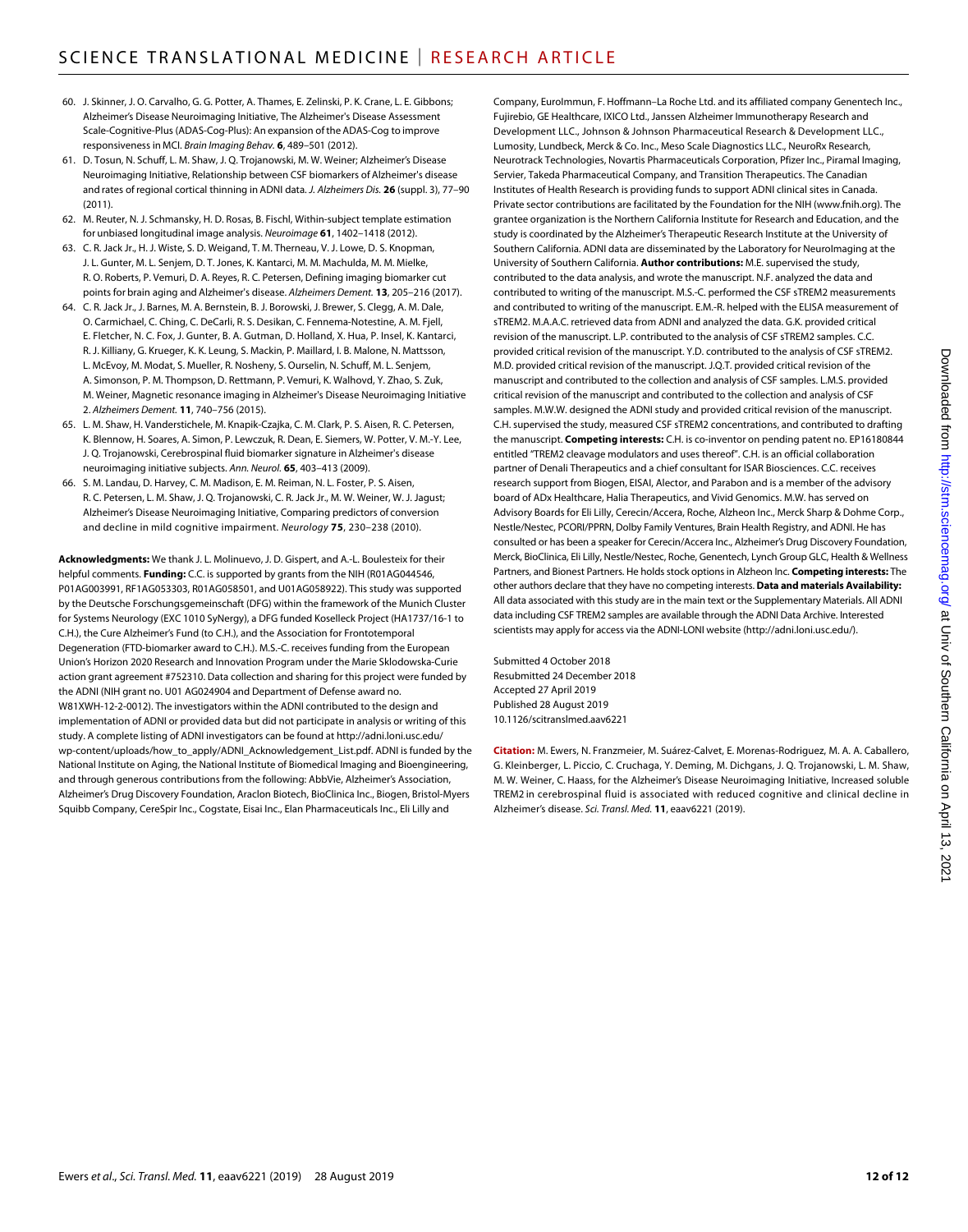60. J. Skinner, J. O. Carvalho, G. G. Potter, A. Thames, E. Zelinski, P. K. Crane, L. E. Gibbons; Alzheimer's Disease Neuroimaging Initiative, The Alzheimer's Disease Assessment Scale-Cognitive-Plus (ADAS-Cog-Plus): An expansion of the ADAS-Cog to improve responsiveness in MCI. *Brain Imaging Behav.* **6**, 489–501 (2012).
61. D. Tosun, N. Schuff, L. M. Shaw, J. Q. Trojanowski, M. W. Weiner; Alzheimer's Disease Neuroimaging Initiative, Relationship between CSF biomarkers of Alzheimer's disease and rates of regional cortical thinning in ADNI data. *J. Alzheimers Dis.* **26** (suppl. 3), 77–90 (2011).
62. M. Reuter, N. J. Schmansky, H. D. Rosas, B. Fischl, Within-subject template estimation for unbiased longitudinal image analysis. *Neuroimage* **61**, 1402–1418 (2012).
63. C. R. Jack Jr., H. J. Wiste, S. D. Weigand, T. M. Therneau, V. J. Lowe, D. S. Knopman, J. L. Gunter, M. L. Senjem, D. T. Jones, K. Kantarci, M. M. Machulda, M. M. Mielke, R. O. Roberts, P. Vemuri, D. A. Reyes, R. C. Petersen, Defining imaging biomarker cut points for brain aging and Alzheimer's disease. *Alzheimers Dement.* **13**, 205–216 (2017).
64. C. R. Jack Jr., J. Barnes, M. A. Bernstein, B. J. Borowski, J. Brewer, S. Clegg, A. M. Dale, O. Carmichael, C. Ching, C. DeCarli, R. S. Desikan, C. Fennema-Notestine, A. M. Fjell, E. Fletcher, N. C. Fox, J. Gunter, B. A. Gutman, D. Holland, X. Hua, P. Insel, K. Kantarci, R. J. Killiany, G. Krueger, K. K. Leung, S. Mackin, P. Maillard, I. B. Malone, N. Mattsson, L. McEvoy, M. Modat, S. Mueller, R. Nosheny, S. Ourselin, N. Schuff, M. L. Senjem, A. Simonson, P. M. Thompson, D. Rettmann, P. Vemuri, K. Walhovd, Y. Zhao, S. Zuk, M. Weiner, Magnetic resonance imaging in Alzheimer's Disease Neuroimaging Initiative 2. *Alzheimers Dement.* **11**, 740–756 (2015).
65. L. M. Shaw, H. Vanderstichele, M. Knapik-Czajka, C. M. Clark, P. S. Aisen, R. C. Petersen, K. Blennow, H. Soares, A. Simon, P. Lewczuk, R. Dean, E. Siemers, W. Potter, V. M.-Y. Lee, J. Q. Trojanowski, Cerebrospinal fluid biomarker signature in Alzheimer's disease neuroimaging initiative subjects. *Ann. Neurol.* **65**, 403–413 (2009).
66. S. M. Landau, D. Harvey, C. M. Madison, E. M. Reiman, N. L. Foster, P. S. Aisen, R. C. Petersen, L. M. Shaw, J. Q. Trojanowski, C. R. Jack Jr., M. W. Weiner, W. J. Jagust; Alzheimer's Disease Neuroimaging Initiative, Comparing predictors of conversion and decline in mild cognitive impairment. *Neurology* **75**, 230–238 (2010).

**Acknowledgments:** We thank J. L. Molinuevo, J. D. Gispert, and A.-L. Boulesteix for their helpful comments. **Funding:** C.C. is supported by grants from the NIH (R01AG044546, P01AG003991, RF1AG053303, R01AG058501, and U01AG058922). This study was supported by the Deutsche Forschungsgemeinschaft (DFG) within the framework of the Munich Cluster for Systems Neurology (EXC 1010 SyNergy), a DFG funded Koselleck Project (HA1737/16-1 to C.H.), the Cure Alzheimer's Fund (to C.H.), and the Association for Frontotemporal Degeneration (FTD-biomarker award to C.H.). M.S.-C. receives funding from the European Union's Horizon 2020 Research and Innovation Program under the Marie Sklodowska-Curie action grant agreement #752310. Data collection and sharing for this project were funded by the ADNI (NIH grant no. U01 AG024904 and Department of Defense award no. W81XWH-12-2-0012). The investigators within the ADNI contributed to the design and implementation of ADNI or provided data but did not participate in analysis or writing of this study. A complete listing of ADNI investigators can be found at http://adni.loni.usc.edu/wp-content/uploads/how_to_apply/ADNI_Acknowledgement_List.pdf. ADNI is funded by the National Institute on Aging, the National Institute of Biomedical Imaging and Bioengineering, and through generous contributions from the following: AbbVie, Alzheimer's Association, Alzheimer's Drug Discovery Foundation, Araclon Biotech, BioClinica Inc., Biogen, Bristol-Myers Squibb Company, CereSpir Inc., Cogstate, Eisai Inc., Elan Pharmaceuticals Inc., Eli Lilly and Company, EuroImmun, F. Hoffmann–La Roche Ltd. and its affiliated company Genentech Inc., Fujirebio, GE Healthcare, IXICO Ltd., Janssen Alzheimer Immunotherapy Research and Development LLC., Johnson & Johnson Pharmaceutical Research & Development LLC., Lumosity, Lundbeck, Merck & Co. Inc., Meso Scale Diagnostics LLC., NeuroRx Research, Neurotrack Technologies, Novartis Pharmaceuticals Corporation, Pfizer Inc., Piramal Imaging, Servier, Takeda Pharmaceutical Company, and Transition Therapeutics. The Canadian Institutes of Health Research is providing funds to support ADNI clinical sites in Canada. Private sector contributions are facilitated by the Foundation for the NIH (www.fnih.org). The grantee organization is the Northern California Institute for Research and Education, and the study is coordinated by the Alzheimer's Therapeutic Research Institute at the University of Southern California. ADNI data are disseminated by the Laboratory for NeuroImaging at the University of Southern California. **Author contributions:** M.E. supervised the study, contributed to the data analysis, and wrote the manuscript. N.F. analyzed the data and contributed to writing of the manuscript. M.S.-C. performed the CSF sTREM2 measurements and contributed to writing of the manuscript. E.M.-R. helped with the ELISA measurement of sTREM2. M.A.A.C. retrieved data from ADNI and analyzed the data. G.K. provided critical revision of the manuscript. L.P. contributed to the analysis of CSF sTREM2 samples. C.C. provided critical revision of the manuscript. Y.D. contributed to the analysis of CSF sTREM2. M.D. provided critical revision of the manuscript. J.Q.T. provided critical revision of the manuscript and contributed to the collection and analysis of CSF samples. L.M.S. provided critical revision of the manuscript and contributed to the collection and analysis of CSF samples. M.W.W. designed the ADNI study and provided critical revision of the manuscript. C.H. supervised the study, measured CSF sTREM2 concentrations, and contributed to drafting the manuscript. **Competing interests:** C.H. is co-inventor on pending patent no. EP16180844 entitled "TREM2 cleavage modulators and uses thereof". C.H. is an official collaboration partner of Denali Therapeutics and a chief consultant for ISAR Biosciences. C.C. receives research support from Biogen, EISAI, Alector, and Parabon and is a member of the advisory board of ADx Healthcare, Halia Therapeutics, and Vivid Genomics. M.W. has served on Advisory Boards for Eli Lilly, Cerecin/Accera, Roche, Alzheon Inc., Merck Sharp & Dohme Corp., Nestle/Nestec, PCORI/PPRN, Dolby Family Ventures, Brain Health Registry, and ADNI. He has consulted or has been a speaker for Cerecin/Accera Inc., Alzheimer's Drug Discovery Foundation, Merck, BioClinica, Eli Lilly, Nestle/Nestec, Roche, Genentech, Lynch Group GLC, Health & Wellness Partners, and Bionest Partners. He holds stock options in Alzheon Inc. **Competing interests:** The other authors declare that they have no competing interests. **Data and materials Availability:** All data associated with this study are in the main text or the Supplementary Materials. All ADNI data including CSF TREM2 samples are available through the ADNI Data Archive. Interested scientists may apply for access via the ADNI-LONI website (http://adni.loni.usc.edu/).

Submitted 4 October 2018
Resubmitted 24 December 2018
Accepted 27 April 2019
Published 28 August 2019
10.1126/scitranslmed.aav6221

**Citation:** M. Ewers, N. Franzmeier, M. Suárez-Calvet, E. Morenas-Rodriguez, M. A. A. Caballero, G. Kleinberger, L. Piccio, C. Cruchaga, Y. Deming, M. Dichgans, J. Q. Trojanowski, L. M. Shaw, M. W. Weiner, C. Haass, for the Alzheimer's Disease Neuroimaging Initiative, Increased soluble TREM2 in cerebrospinal fluid is associated with reduced cognitive and clinical decline in Alzheimer's disease. *Sci. Transl. Med.* **11**, eaav6221 (2019).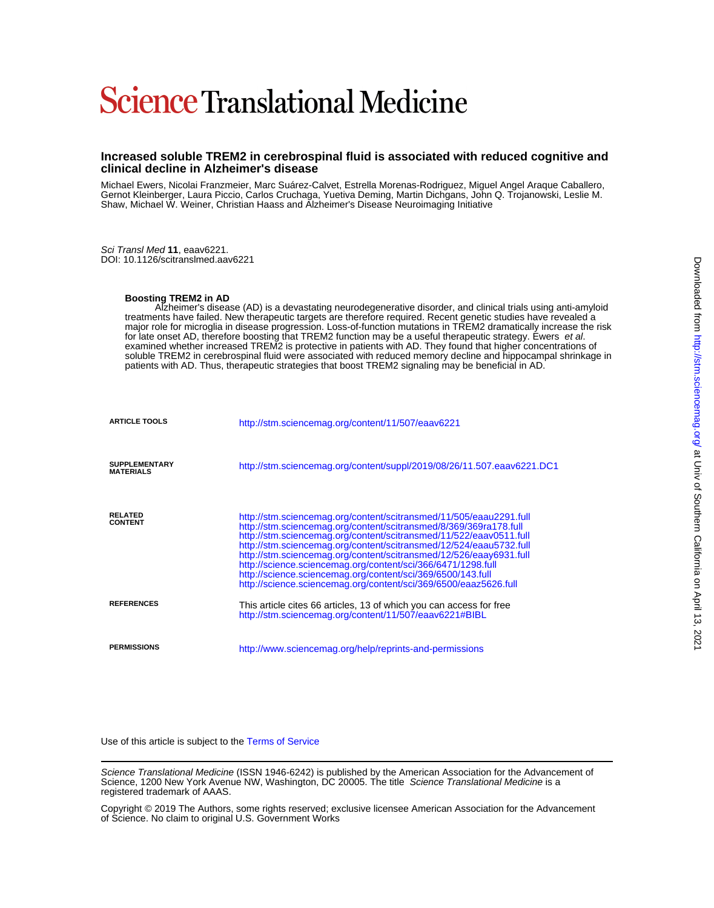# Science Translational Medicine

## Increased soluble TREM2 in cerebrospinal fluid is associated with reduced cognitive and clinical decline in Alzheimer's disease

Michael Ewers, Nicolai Franzmeier, Marc Suárez-Calvet, Estrella Morenas-Rodriguez, Miguel Angel Araque Caballero, Gernot Kleinberger, Laura Piccio, Carlos Cruchaga, Yuetiva Deming, Martin Dichgans, John Q. Trojanowski, Leslie M. Shaw, Michael W. Weiner, Christian Haass and Alzheimer's Disease Neuroimaging Initiative

*Sci Transl Med* **11**, eaav6221.
DOI: 10.1126/scitranslmed.aav6221

**Boosting TREM2 in AD**

Alzheimer's disease (AD) is a devastating neurodegenerative disorder, and clinical trials using anti-amyloid treatments have failed. New therapeutic targets are therefore required. Recent genetic studies have revealed a major role for microglia in disease progression. Loss-of-function mutations in TREM2 dramatically increase the risk for late onset AD, therefore boosting that TREM2 function may be a useful therapeutic strategy. Ewers *et al.* examined whether increased TREM2 is protective in patients with AD. They found that higher concentrations of soluble TREM2 in cerebrospinal fluid were associated with reduced memory decline and hippocampal shrinkage in patients with AD. Thus, therapeutic strategies that boost TREM2 signaling may be beneficial in AD.

| | |
|---|---|
| **ARTICLE TOOLS** | http://stm.sciencemag.org/content/11/507/eaav6221 |
| **SUPPLEMENTARY MATERIALS** | http://stm.sciencemag.org/content/suppl/2019/08/26/11.507.eaav6221.DC1 |
| **RELATED CONTENT** | http://stm.sciencemag.org/content/scitransmed/11/505/eaau2291.full<br>http://stm.sciencemag.org/content/scitransmed/8/369/369ra178.full<br>http://stm.sciencemag.org/content/scitransmed/11/522/eaav0511.full<br>http://stm.sciencemag.org/content/scitransmed/12/524/eaau5732.full<br>http://stm.sciencemag.org/content/scitransmed/12/526/eaay6931.full<br>http://science.sciencemag.org/content/sci/366/6471/1298.full<br>http://science.sciencemag.org/content/sci/369/6500/143.full<br>http://science.sciencemag.org/content/sci/369/6500/eaaz5626.full |
| **REFERENCES** | This article cites 66 articles, 13 of which you can access for free<br>http://stm.sciencemag.org/content/11/507/eaav6221#BIBL |
| **PERMISSIONS** | http://www.sciencemag.org/help/reprints-and-permissions |

Use of this article is subject to the Terms of Service

*Science Translational Medicine* (ISSN 1946-6242) is published by the American Association for the Advancement of Science, 1200 New York Avenue NW, Washington, DC 20005. The title *Science Translational Medicine* is a registered trademark of AAAS.

Copyright © 2019 The Authors, some rights reserved; exclusive licensee American Association for the Advancement of Science. No claim to original U.S. Government Works

Downloaded from http://stm.sciencemag.org/ at Univ of Southern California on April 13, 2021